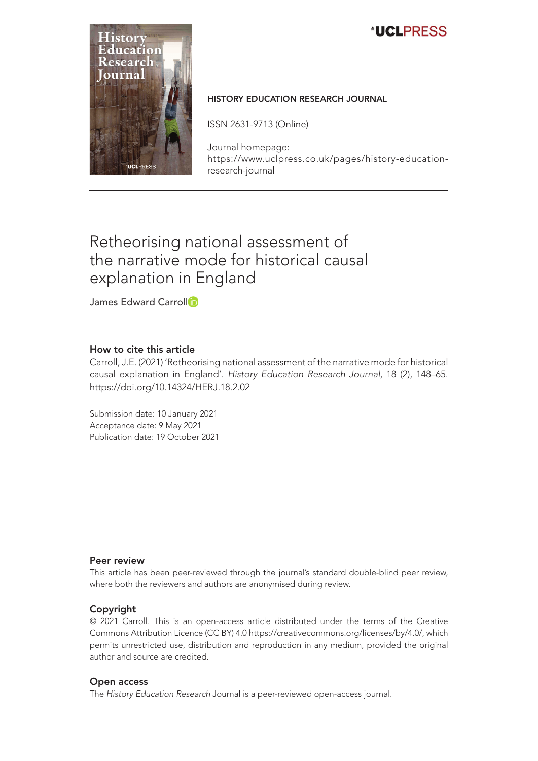HISTORY EDUCATION RESEARCH JOURNAL

ISSN 2631-9713 (Online)

Journal homepage:
https://www.uclpress.co.uk/pages/history-education-research-journal

# Retheorising national assessment of the narrative mode for historical causal explanation in England

James Edward Carroll

### How to cite this article

Carroll, J.E. (2021) 'Retheorising national assessment of the narrative mode for historical causal explanation in England'. *History Education Research Journal*, 18 (2), 148–65. https://doi.org/10.14324/HERJ.18.2.02

Submission date: 10 January 2021
Acceptance date: 9 May 2021
Publication date: 19 October 2021

### Peer review

This article has been peer-reviewed through the journal's standard double-blind peer review, where both the reviewers and authors are anonymised during review.

### Copyright

© 2021 Carroll. This is an open-access article distributed under the terms of the Creative Commons Attribution Licence (CC BY) 4.0 https://creativecommons.org/licenses/by/4.0/, which permits unrestricted use, distribution and reproduction in any medium, provided the original author and source are credited.

### Open access

The *History Education Research* Journal is a peer-reviewed open-access journal.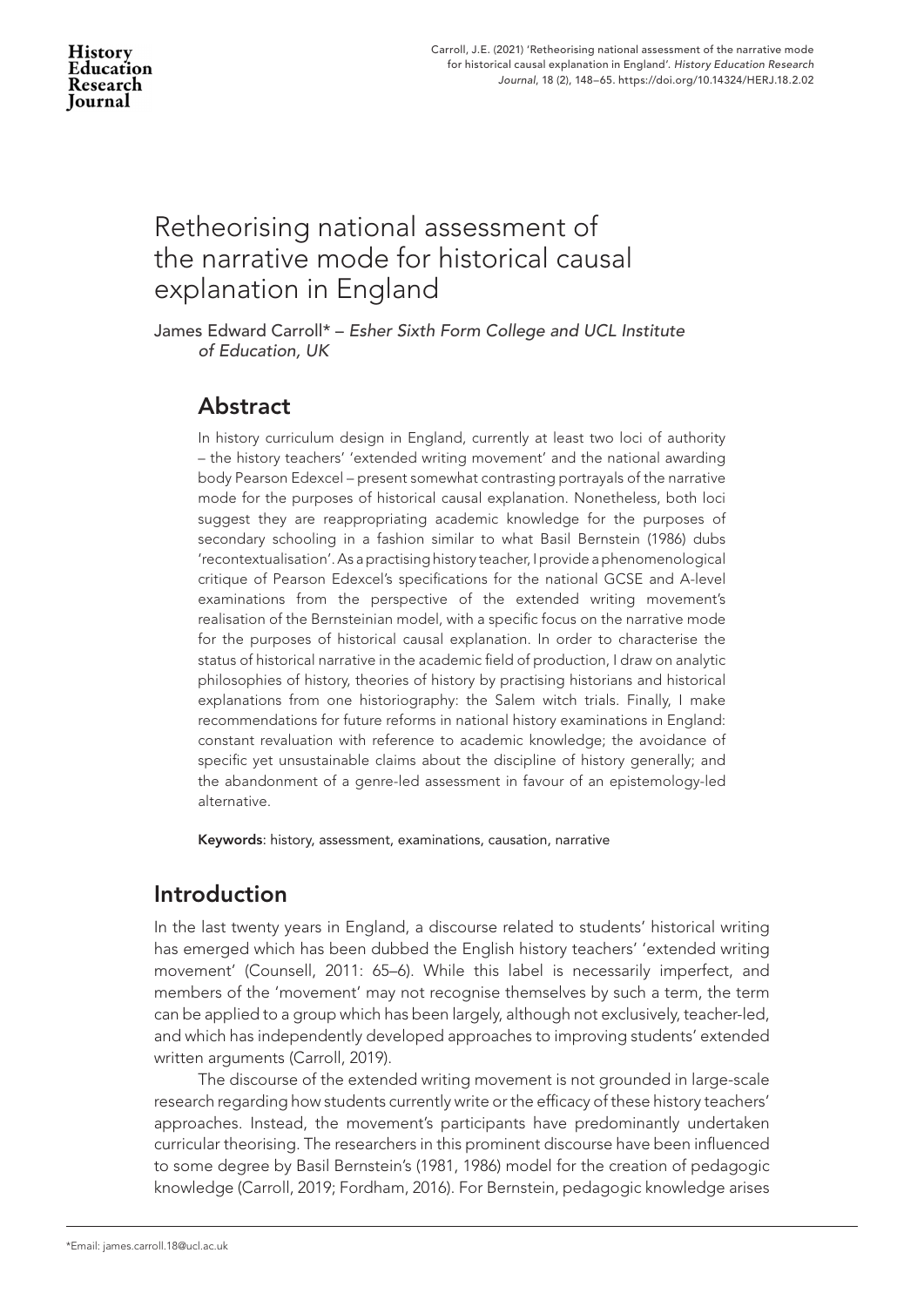# Retheorising national assessment of the narrative mode for historical causal explanation in England

James Edward Carroll* – *Esher Sixth Form College and UCL Institute of Education, UK*

## Abstract

In history curriculum design in England, currently at least two loci of authority – the history teachers' 'extended writing movement' and the national awarding body Pearson Edexcel – present somewhat contrasting portrayals of the narrative mode for the purposes of historical causal explanation. Nonetheless, both loci suggest they are reappropriating academic knowledge for the purposes of secondary schooling in a fashion similar to what Basil Bernstein (1986) dubs 'recontextualisation'. As a practising history teacher, I provide a phenomenological critique of Pearson Edexcel's specifications for the national GCSE and A-level examinations from the perspective of the extended writing movement's realisation of the Bernsteinian model, with a specific focus on the narrative mode for the purposes of historical causal explanation. In order to characterise the status of historical narrative in the academic field of production, I draw on analytic philosophies of history, theories of history by practising historians and historical explanations from one historiography: the Salem witch trials. Finally, I make recommendations for future reforms in national history examinations in England: constant revaluation with reference to academic knowledge; the avoidance of specific yet unsustainable claims about the discipline of history generally; and the abandonment of a genre-led assessment in favour of an epistemology-led alternative.

**Keywords**: history, assessment, examinations, causation, narrative

## Introduction

In the last twenty years in England, a discourse related to students' historical writing has emerged which has been dubbed the English history teachers' 'extended writing movement' (Counsell, 2011: 65–6). While this label is necessarily imperfect, and members of the 'movement' may not recognise themselves by such a term, the term can be applied to a group which has been largely, although not exclusively, teacher-led, and which has independently developed approaches to improving students' extended written arguments (Carroll, 2019).

The discourse of the extended writing movement is not grounded in large-scale research regarding how students currently write or the efficacy of these history teachers' approaches. Instead, the movement's participants have predominantly undertaken curricular theorising. The researchers in this prominent discourse have been influenced to some degree by Basil Bernstein's (1981, 1986) model for the creation of pedagogic knowledge (Carroll, 2019; Fordham, 2016). For Bernstein, pedagogic knowledge arises

*Email: james.carroll.18@ucl.ac.uk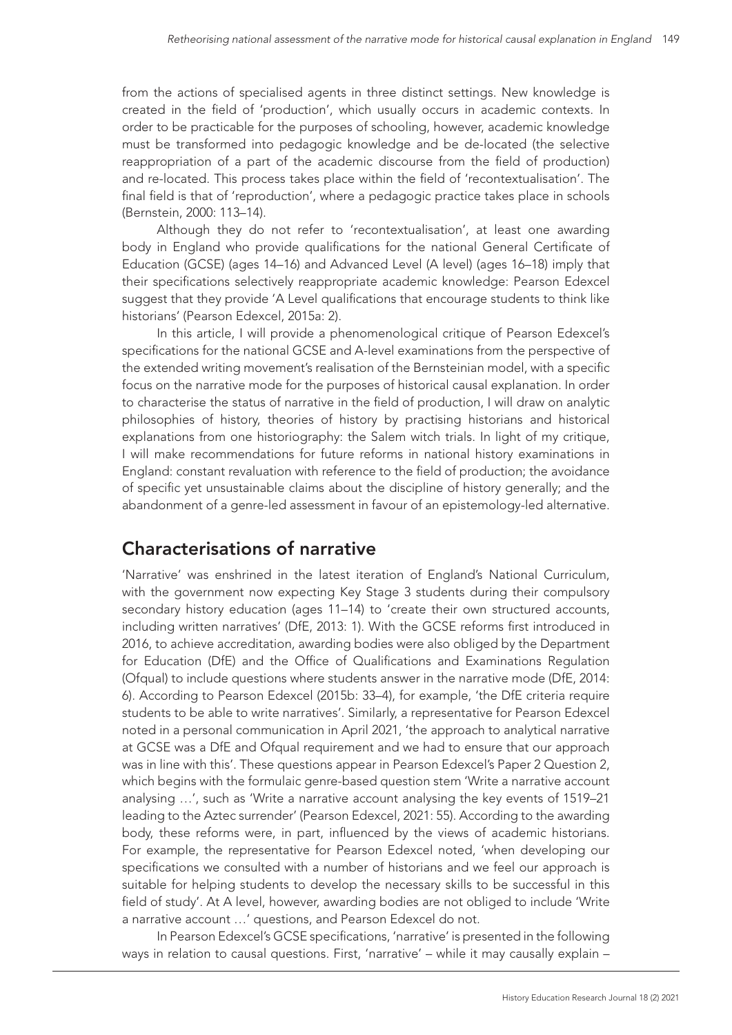from the actions of specialised agents in three distinct settings. New knowledge is created in the field of 'production', which usually occurs in academic contexts. In order to be practicable for the purposes of schooling, however, academic knowledge must be transformed into pedagogic knowledge and be de-located (the selective reappropriation of a part of the academic discourse from the field of production) and re-located. This process takes place within the field of 'recontextualisation'. The final field is that of 'reproduction', where a pedagogic practice takes place in schools (Bernstein, 2000: 113–14).

Although they do not refer to 'recontextualisation', at least one awarding body in England who provide qualifications for the national General Certificate of Education (GCSE) (ages 14–16) and Advanced Level (A level) (ages 16–18) imply that their specifications selectively reappropriate academic knowledge: Pearson Edexcel suggest that they provide 'A Level qualifications that encourage students to think like historians' (Pearson Edexcel, 2015a: 2).

In this article, I will provide a phenomenological critique of Pearson Edexcel's specifications for the national GCSE and A-level examinations from the perspective of the extended writing movement's realisation of the Bernsteinian model, with a specific focus on the narrative mode for the purposes of historical causal explanation. In order to characterise the status of narrative in the field of production, I will draw on analytic philosophies of history, theories of history by practising historians and historical explanations from one historiography: the Salem witch trials. In light of my critique, I will make recommendations for future reforms in national history examinations in England: constant revaluation with reference to the field of production; the avoidance of specific yet unsustainable claims about the discipline of history generally; and the abandonment of a genre-led assessment in favour of an epistemology-led alternative.

## Characterisations of narrative

'Narrative' was enshrined in the latest iteration of England's National Curriculum, with the government now expecting Key Stage 3 students during their compulsory secondary history education (ages 11–14) to 'create their own structured accounts, including written narratives' (DfE, 2013: 1). With the GCSE reforms first introduced in 2016, to achieve accreditation, awarding bodies were also obliged by the Department for Education (DfE) and the Office of Qualifications and Examinations Regulation (Ofqual) to include questions where students answer in the narrative mode (DfE, 2014: 6). According to Pearson Edexcel (2015b: 33–4), for example, 'the DfE criteria require students to be able to write narratives'. Similarly, a representative for Pearson Edexcel noted in a personal communication in April 2021, 'the approach to analytical narrative at GCSE was a DfE and Ofqual requirement and we had to ensure that our approach was in line with this'. These questions appear in Pearson Edexcel's Paper 2 Question 2, which begins with the formulaic genre-based question stem 'Write a narrative account analysing …', such as 'Write a narrative account analysing the key events of 1519–21 leading to the Aztec surrender' (Pearson Edexcel, 2021: 55). According to the awarding body, these reforms were, in part, influenced by the views of academic historians. For example, the representative for Pearson Edexcel noted, 'when developing our specifications we consulted with a number of historians and we feel our approach is suitable for helping students to develop the necessary skills to be successful in this field of study'. At A level, however, awarding bodies are not obliged to include 'Write a narrative account …' questions, and Pearson Edexcel do not.

In Pearson Edexcel's GCSE specifications, 'narrative' is presented in the following ways in relation to causal questions. First, 'narrative' – while it may causally explain –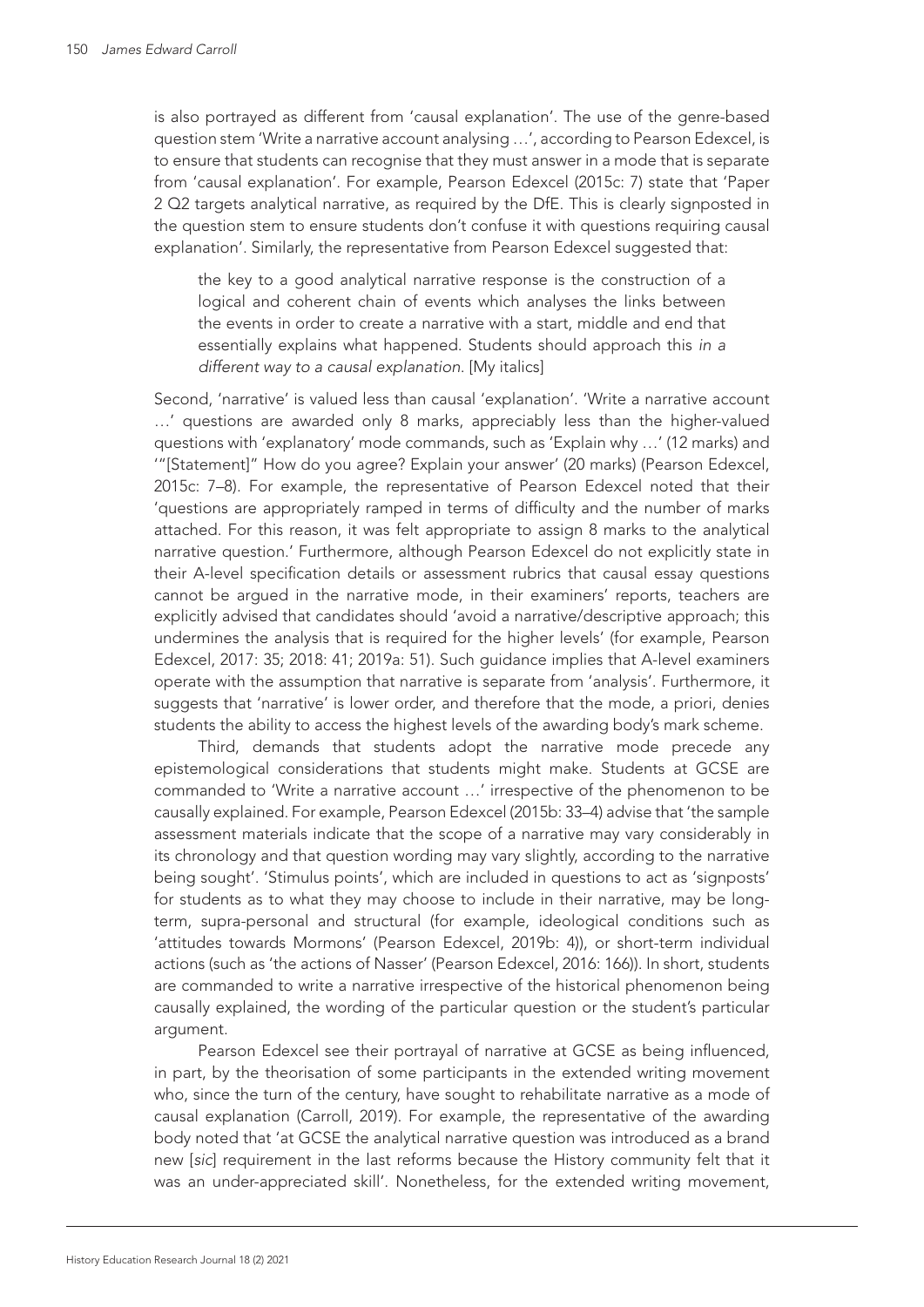is also portrayed as different from 'causal explanation'. The use of the genre-based question stem 'Write a narrative account analysing …', according to Pearson Edexcel, is to ensure that students can recognise that they must answer in a mode that is separate from 'causal explanation'. For example, Pearson Edexcel (2015c: 7) state that 'Paper 2 Q2 targets analytical narrative, as required by the DfE. This is clearly signposted in the question stem to ensure students don't confuse it with questions requiring causal explanation'. Similarly, the representative from Pearson Edexcel suggested that:

> the key to a good analytical narrative response is the construction of a logical and coherent chain of events which analyses the links between the events in order to create a narrative with a start, middle and end that essentially explains what happened. Students should approach this *in a different way to a causal explanation*. [My italics]

Second, 'narrative' is valued less than causal 'explanation'. 'Write a narrative account …' questions are awarded only 8 marks, appreciably less than the higher-valued questions with 'explanatory' mode commands, such as 'Explain why …' (12 marks) and '"[Statement]" How do you agree? Explain your answer' (20 marks) (Pearson Edexcel, 2015c: 7–8). For example, the representative of Pearson Edexcel noted that their 'questions are appropriately ramped in terms of difficulty and the number of marks attached. For this reason, it was felt appropriate to assign 8 marks to the analytical narrative question.' Furthermore, although Pearson Edexcel do not explicitly state in their A-level specification details or assessment rubrics that causal essay questions cannot be argued in the narrative mode, in their examiners' reports, teachers are explicitly advised that candidates should 'avoid a narrative/descriptive approach; this undermines the analysis that is required for the higher levels' (for example, Pearson Edexcel, 2017: 35; 2018: 41; 2019a: 51). Such guidance implies that A-level examiners operate with the assumption that narrative is separate from 'analysis'. Furthermore, it suggests that 'narrative' is lower order, and therefore that the mode, a priori, denies students the ability to access the highest levels of the awarding body's mark scheme.

Third, demands that students adopt the narrative mode precede any epistemological considerations that students might make. Students at GCSE are commanded to 'Write a narrative account …' irrespective of the phenomenon to be causally explained. For example, Pearson Edexcel (2015b: 33–4) advise that 'the sample assessment materials indicate that the scope of a narrative may vary considerably in its chronology and that question wording may vary slightly, according to the narrative being sought'. 'Stimulus points', which are included in questions to act as 'signposts' for students as to what they may choose to include in their narrative, may be long-term, supra-personal and structural (for example, ideological conditions such as 'attitudes towards Mormons' (Pearson Edexcel, 2019b: 4)), or short-term individual actions (such as 'the actions of Nasser' (Pearson Edexcel, 2016: 166)). In short, students are commanded to write a narrative irrespective of the historical phenomenon being causally explained, the wording of the particular question or the student's particular argument.

Pearson Edexcel see their portrayal of narrative at GCSE as being influenced, in part, by the theorisation of some participants in the extended writing movement who, since the turn of the century, have sought to rehabilitate narrative as a mode of causal explanation (Carroll, 2019). For example, the representative of the awarding body noted that 'at GCSE the analytical narrative question was introduced as a brand new [*sic*] requirement in the last reforms because the History community felt that it was an under-appreciated skill'. Nonetheless, for the extended writing movement,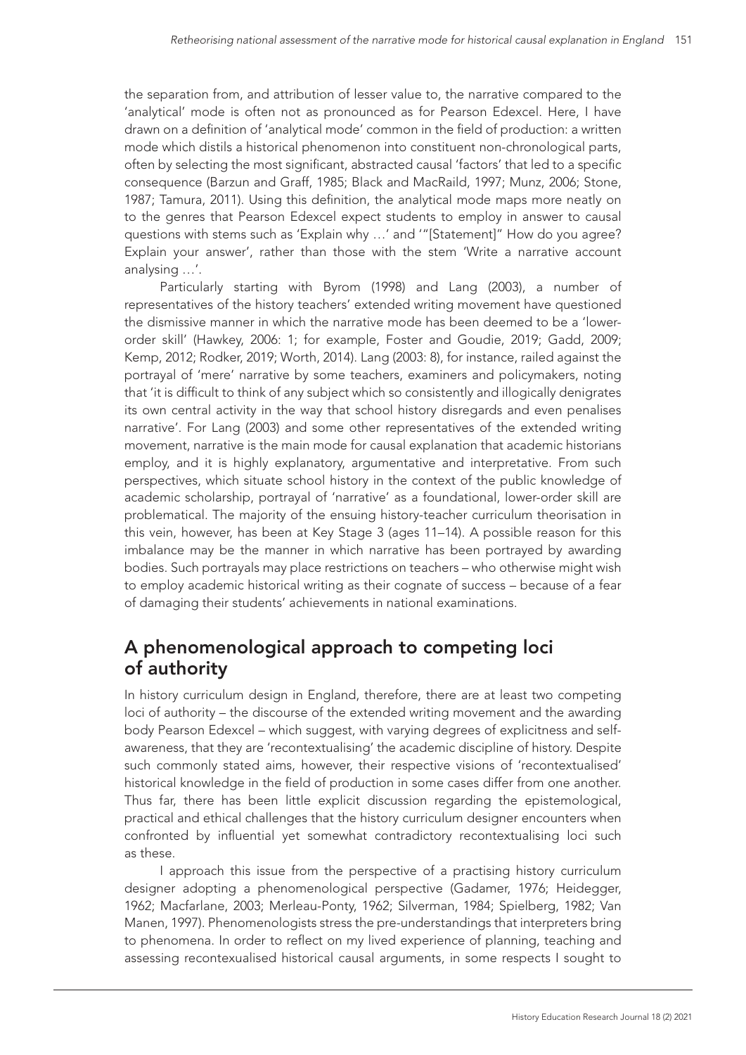the separation from, and attribution of lesser value to, the narrative compared to the 'analytical' mode is often not as pronounced as for Pearson Edexcel. Here, I have drawn on a definition of 'analytical mode' common in the field of production: a written mode which distils a historical phenomenon into constituent non-chronological parts, often by selecting the most significant, abstracted causal 'factors' that led to a specific consequence (Barzun and Graff, 1985; Black and MacRaild, 1997; Munz, 2006; Stone, 1987; Tamura, 2011). Using this definition, the analytical mode maps more neatly on to the genres that Pearson Edexcel expect students to employ in answer to causal questions with stems such as 'Explain why …' and '"[Statement]" How do you agree? Explain your answer', rather than those with the stem 'Write a narrative account analysing …'.

Particularly starting with Byrom (1998) and Lang (2003), a number of representatives of the history teachers' extended writing movement have questioned the dismissive manner in which the narrative mode has been deemed to be a 'lower-order skill' (Hawkey, 2006: 1; for example, Foster and Goudie, 2019; Gadd, 2009; Kemp, 2012; Rodker, 2019; Worth, 2014). Lang (2003: 8), for instance, railed against the portrayal of 'mere' narrative by some teachers, examiners and policymakers, noting that 'it is difficult to think of any subject which so consistently and illogically denigrates its own central activity in the way that school history disregards and even penalises narrative'. For Lang (2003) and some other representatives of the extended writing movement, narrative is the main mode for causal explanation that academic historians employ, and it is highly explanatory, argumentative and interpretative. From such perspectives, which situate school history in the context of the public knowledge of academic scholarship, portrayal of 'narrative' as a foundational, lower-order skill are problematical. The majority of the ensuing history-teacher curriculum theorisation in this vein, however, has been at Key Stage 3 (ages 11–14). A possible reason for this imbalance may be the manner in which narrative has been portrayed by awarding bodies. Such portrayals may place restrictions on teachers – who otherwise might wish to employ academic historical writing as their cognate of success – because of a fear of damaging their students' achievements in national examinations.

## A phenomenological approach to competing loci of authority

In history curriculum design in England, therefore, there are at least two competing loci of authority – the discourse of the extended writing movement and the awarding body Pearson Edexcel – which suggest, with varying degrees of explicitness and self-awareness, that they are 'recontextualising' the academic discipline of history. Despite such commonly stated aims, however, their respective visions of 'recontextualised' historical knowledge in the field of production in some cases differ from one another. Thus far, there has been little explicit discussion regarding the epistemological, practical and ethical challenges that the history curriculum designer encounters when confronted by influential yet somewhat contradictory recontextualising loci such as these.

I approach this issue from the perspective of a practising history curriculum designer adopting a phenomenological perspective (Gadamer, 1976; Heidegger, 1962; Macfarlane, 2003; Merleau-Ponty, 1962; Silverman, 1984; Spielberg, 1982; Van Manen, 1997). Phenomenologists stress the pre-understandings that interpreters bring to phenomena. In order to reflect on my lived experience of planning, teaching and assessing recontexualised historical causal arguments, in some respects I sought to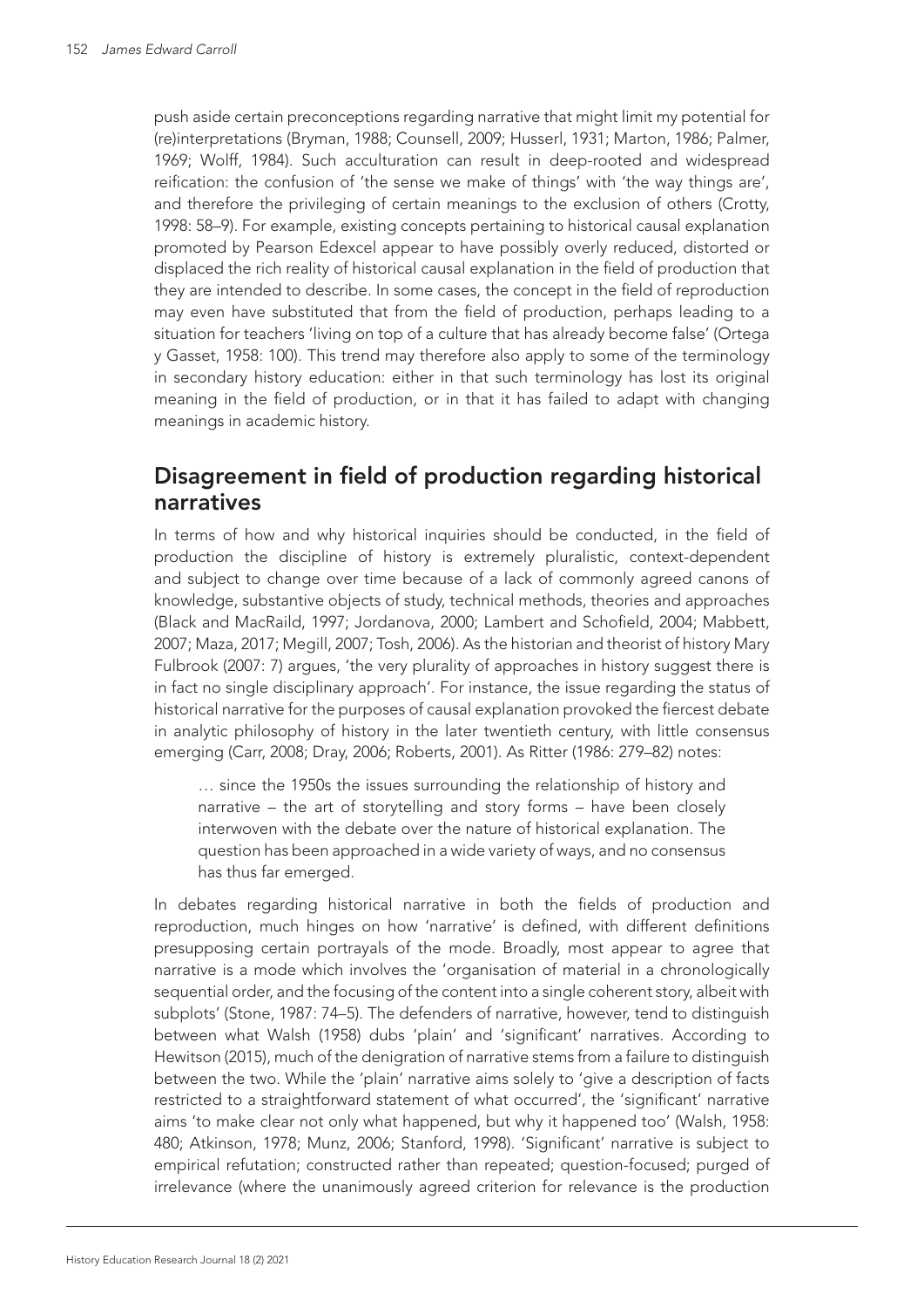push aside certain preconceptions regarding narrative that might limit my potential for (re)interpretations (Bryman, 1988; Counsell, 2009; Husserl, 1931; Marton, 1986; Palmer, 1969; Wolff, 1984). Such acculturation can result in deep-rooted and widespread reification: the confusion of 'the sense we make of things' with 'the way things are', and therefore the privileging of certain meanings to the exclusion of others (Crotty, 1998: 58–9). For example, existing concepts pertaining to historical causal explanation promoted by Pearson Edexcel appear to have possibly overly reduced, distorted or displaced the rich reality of historical causal explanation in the field of production that they are intended to describe. In some cases, the concept in the field of reproduction may even have substituted that from the field of production, perhaps leading to a situation for teachers 'living on top of a culture that has already become false' (Ortega y Gasset, 1958: 100). This trend may therefore also apply to some of the terminology in secondary history education: either in that such terminology has lost its original meaning in the field of production, or in that it has failed to adapt with changing meanings in academic history.

## Disagreement in field of production regarding historical narratives

In terms of how and why historical inquiries should be conducted, in the field of production the discipline of history is extremely pluralistic, context-dependent and subject to change over time because of a lack of commonly agreed canons of knowledge, substantive objects of study, technical methods, theories and approaches (Black and MacRaild, 1997; Jordanova, 2000; Lambert and Schofield, 2004; Mabbett, 2007; Maza, 2017; Megill, 2007; Tosh, 2006). As the historian and theorist of history Mary Fulbrook (2007: 7) argues, 'the very plurality of approaches in history suggest there is in fact no single disciplinary approach'. For instance, the issue regarding the status of historical narrative for the purposes of causal explanation provoked the fiercest debate in analytic philosophy of history in the later twentieth century, with little consensus emerging (Carr, 2008; Dray, 2006; Roberts, 2001). As Ritter (1986: 279–82) notes:

> … since the 1950s the issues surrounding the relationship of history and narrative – the art of storytelling and story forms – have been closely interwoven with the debate over the nature of historical explanation. The question has been approached in a wide variety of ways, and no consensus has thus far emerged.

In debates regarding historical narrative in both the fields of production and reproduction, much hinges on how 'narrative' is defined, with different definitions presupposing certain portrayals of the mode. Broadly, most appear to agree that narrative is a mode which involves the 'organisation of material in a chronologically sequential order, and the focusing of the content into a single coherent story, albeit with subplots' (Stone, 1987: 74–5). The defenders of narrative, however, tend to distinguish between what Walsh (1958) dubs 'plain' and 'significant' narratives. According to Hewitson (2015), much of the denigration of narrative stems from a failure to distinguish between the two. While the 'plain' narrative aims solely to 'give a description of facts restricted to a straightforward statement of what occurred', the 'significant' narrative aims 'to make clear not only what happened, but why it happened too' (Walsh, 1958: 480; Atkinson, 1978; Munz, 2006; Stanford, 1998). 'Significant' narrative is subject to empirical refutation; constructed rather than repeated; question-focused; purged of irrelevance (where the unanimously agreed criterion for relevance is the production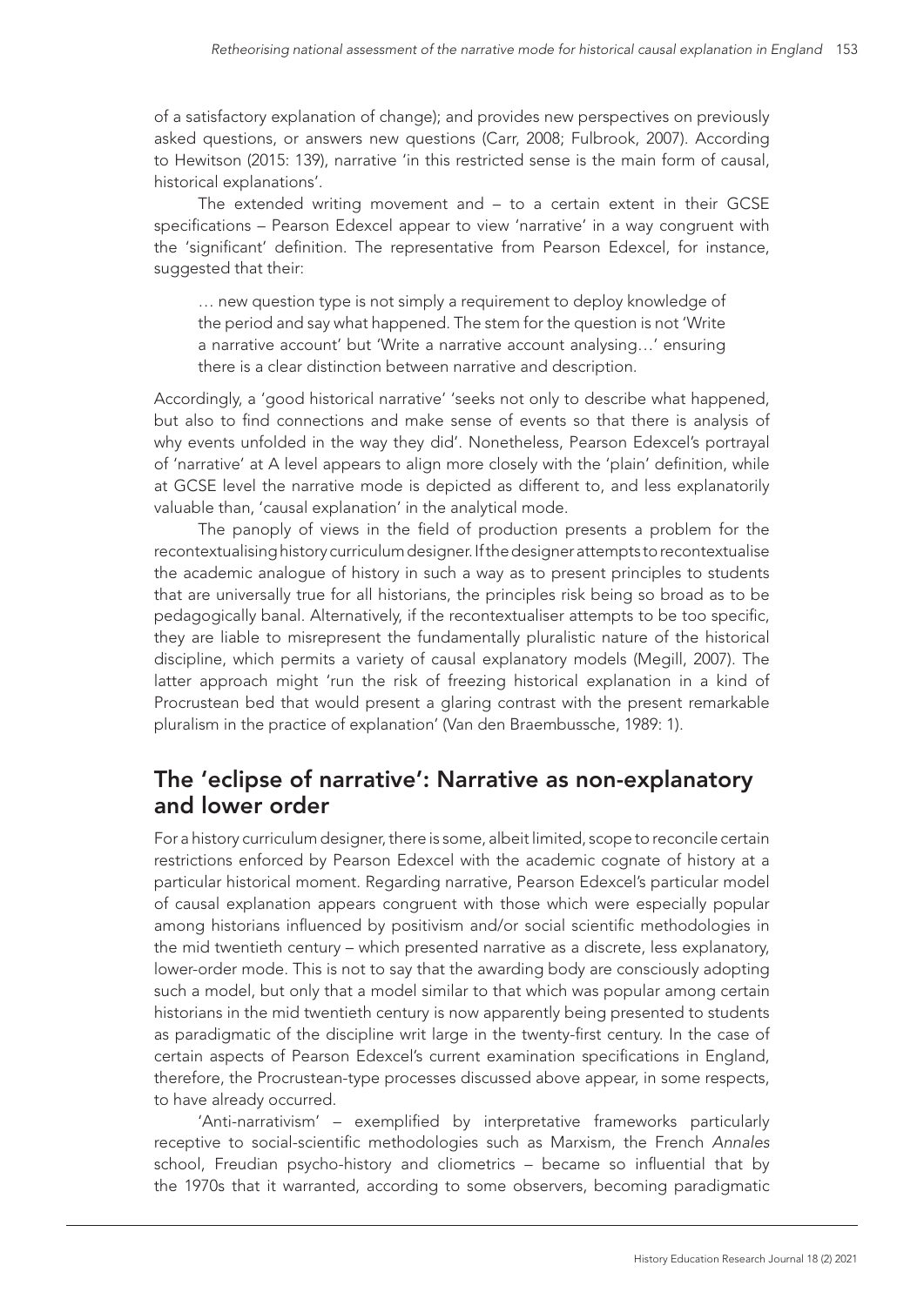of a satisfactory explanation of change); and provides new perspectives on previously asked questions, or answers new questions (Carr, 2008; Fulbrook, 2007). According to Hewitson (2015: 139), narrative 'in this restricted sense is the main form of causal, historical explanations'.

The extended writing movement and – to a certain extent in their GCSE specifications – Pearson Edexcel appear to view 'narrative' in a way congruent with the 'significant' definition. The representative from Pearson Edexcel, for instance, suggested that their:

> … new question type is not simply a requirement to deploy knowledge of the period and say what happened. The stem for the question is not 'Write a narrative account' but 'Write a narrative account analysing…' ensuring there is a clear distinction between narrative and description.

Accordingly, a 'good historical narrative' 'seeks not only to describe what happened, but also to find connections and make sense of events so that there is analysis of why events unfolded in the way they did'. Nonetheless, Pearson Edexcel's portrayal of 'narrative' at A level appears to align more closely with the 'plain' definition, while at GCSE level the narrative mode is depicted as different to, and less explanatorily valuable than, 'causal explanation' in the analytical mode.

The panoply of views in the field of production presents a problem for the recontextualising history curriculum designer. If the designer attempts to recontextualise the academic analogue of history in such a way as to present principles to students that are universally true for all historians, the principles risk being so broad as to be pedagogically banal. Alternatively, if the recontextualiser attempts to be too specific, they are liable to misrepresent the fundamentally pluralistic nature of the historical discipline, which permits a variety of causal explanatory models (Megill, 2007). The latter approach might 'run the risk of freezing historical explanation in a kind of Procrustean bed that would present a glaring contrast with the present remarkable pluralism in the practice of explanation' (Van den Braembussche, 1989: 1).

## The 'eclipse of narrative': Narrative as non-explanatory and lower order

For a history curriculum designer, there is some, albeit limited, scope to reconcile certain restrictions enforced by Pearson Edexcel with the academic cognate of history at a particular historical moment. Regarding narrative, Pearson Edexcel's particular model of causal explanation appears congruent with those which were especially popular among historians influenced by positivism and/or social scientific methodologies in the mid twentieth century – which presented narrative as a discrete, less explanatory, lower-order mode. This is not to say that the awarding body are consciously adopting such a model, but only that a model similar to that which was popular among certain historians in the mid twentieth century is now apparently being presented to students as paradigmatic of the discipline writ large in the twenty-first century. In the case of certain aspects of Pearson Edexcel's current examination specifications in England, therefore, the Procrustean-type processes discussed above appear, in some respects, to have already occurred.

'Anti-narrativism' – exemplified by interpretative frameworks particularly receptive to social-scientific methodologies such as Marxism, the French *Annales* school, Freudian psycho-history and cliometrics – became so influential that by the 1970s that it warranted, according to some observers, becoming paradigmatic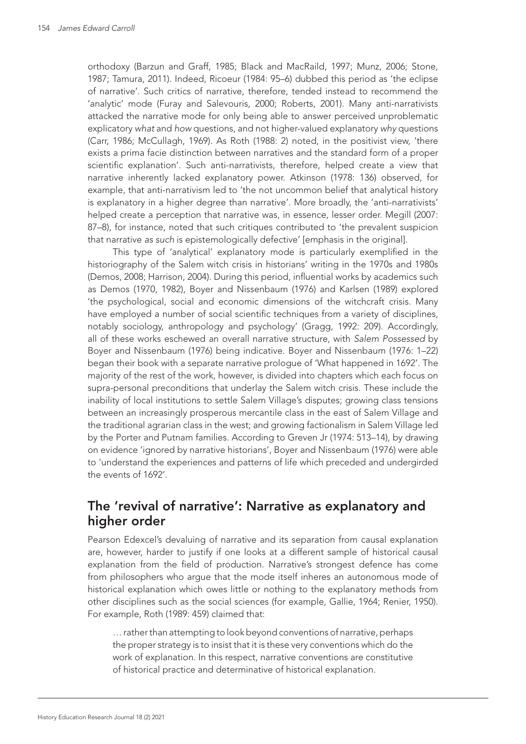orthodoxy (Barzun and Graff, 1985; Black and MacRaild, 1997; Munz, 2006; Stone, 1987; Tamura, 2011). Indeed, Ricoeur (1984: 95–6) dubbed this period as 'the eclipse of narrative'. Such critics of narrative, therefore, tended instead to recommend the 'analytic' mode (Furay and Salevouris, 2000; Roberts, 2001). Many anti-narrativists attacked the narrative mode for only being able to answer perceived unproblematic explicatory *what* and *how* questions, and not higher-valued explanatory *why* questions (Carr, 1986; McCullagh, 1969). As Roth (1988: 2) noted, in the positivist view, 'there exists a prima facie distinction between narratives and the standard form of a proper scientific explanation'. Such anti-narrativists, therefore, helped create a view that narrative inherently lacked explanatory power. Atkinson (1978: 136) observed, for example, that anti-narrativism led to 'the not uncommon belief that analytical history is explanatory in a higher degree than narrative'. More broadly, the 'anti-narrativists' helped create a perception that narrative was, in essence, lesser order. Megill (2007: 87–8), for instance, noted that such critiques contributed to 'the prevalent suspicion that narrative *as such* is epistemologically defective' [emphasis in the original].

This type of 'analytical' explanatory mode is particularly exemplified in the historiography of the Salem witch crisis in historians' writing in the 1970s and 1980s (Demos, 2008; Harrison, 2004). During this period, influential works by academics such as Demos (1970, 1982), Boyer and Nissenbaum (1976) and Karlsen (1989) explored 'the psychological, social and economic dimensions of the witchcraft crisis. Many have employed a number of social scientific techniques from a variety of disciplines, notably sociology, anthropology and psychology' (Gragg, 1992: 209). Accordingly, all of these works eschewed an overall narrative structure, with *Salem Possessed* by Boyer and Nissenbaum (1976) being indicative. Boyer and Nissenbaum (1976: 1–22) began their book with a separate narrative prologue of 'What happened in 1692'. The majority of the rest of the work, however, is divided into chapters which each focus on supra-personal preconditions that underlay the Salem witch crisis. These include the inability of local institutions to settle Salem Village's disputes; growing class tensions between an increasingly prosperous mercantile class in the east of Salem Village and the traditional agrarian class in the west; and growing factionalism in Salem Village led by the Porter and Putnam families. According to Greven Jr (1974: 513–14), by drawing on evidence 'ignored by narrative historians', Boyer and Nissenbaum (1976) were able to 'understand the experiences and patterns of life which preceded and undergirded the events of 1692'.

## The 'revival of narrative': Narrative as explanatory and higher order

Pearson Edexcel's devaluing of narrative and its separation from causal explanation are, however, harder to justify if one looks at a different sample of historical causal explanation from the field of production. Narrative's strongest defence has come from philosophers who argue that the mode itself inheres an autonomous mode of historical explanation which owes little or nothing to the explanatory methods from other disciplines such as the social sciences (for example, Gallie, 1964; Renier, 1950). For example, Roth (1989: 459) claimed that:

> … rather than attempting to look beyond conventions of narrative, perhaps the proper strategy is to insist that it is these very conventions which do the work of explanation. In this respect, narrative conventions are constitutive of historical practice and determinative of historical explanation.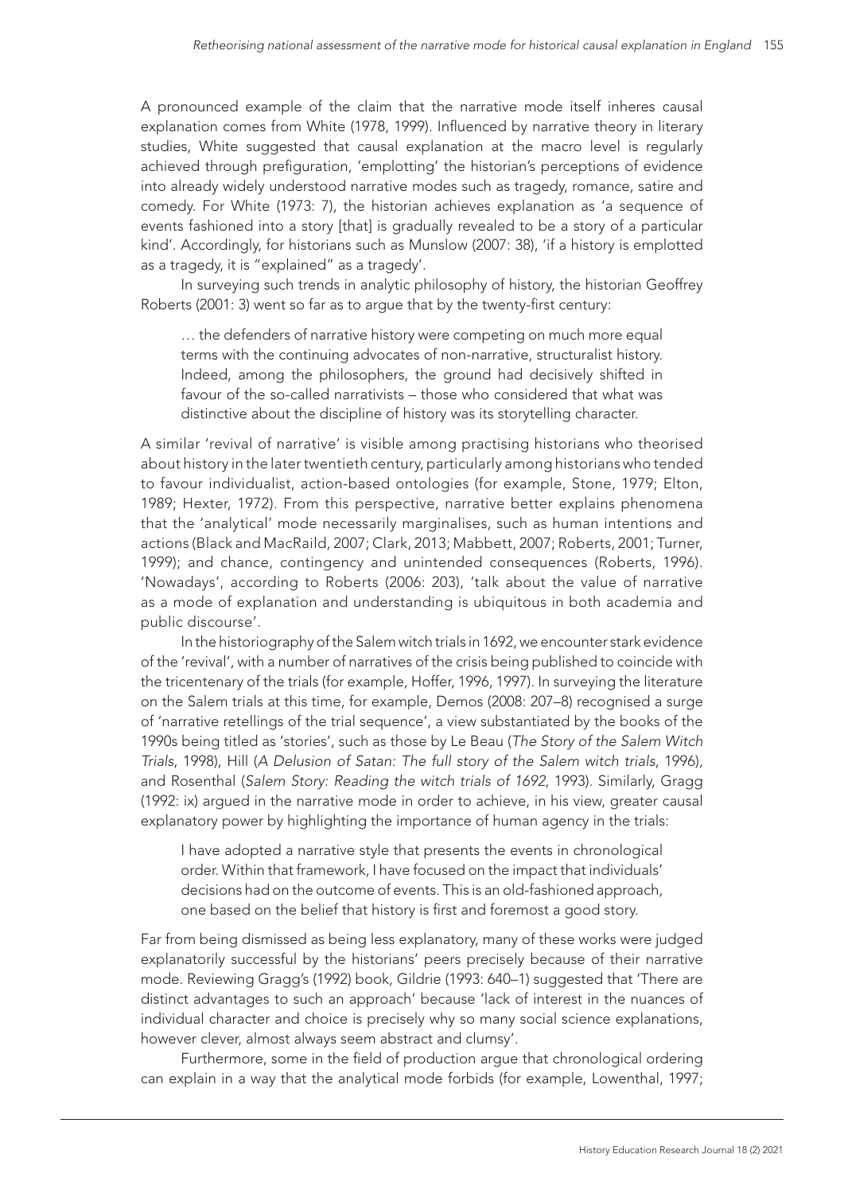A pronounced example of the claim that the narrative mode itself inheres causal explanation comes from White (1978, 1999). Influenced by narrative theory in literary studies, White suggested that causal explanation at the macro level is regularly achieved through prefiguration, 'emplotting' the historian's perceptions of evidence into already widely understood narrative modes such as tragedy, romance, satire and comedy. For White (1973: 7), the historian achieves explanation as 'a sequence of events fashioned into a story [that] is gradually revealed to be a story of a particular kind'. Accordingly, for historians such as Munslow (2007: 38), 'if a history is emplotted as a tragedy, it is "explained" as a tragedy'.

In surveying such trends in analytic philosophy of history, the historian Geoffrey Roberts (2001: 3) went so far as to argue that by the twenty-first century:

> … the defenders of narrative history were competing on much more equal terms with the continuing advocates of non-narrative, structuralist history. Indeed, among the philosophers, the ground had decisively shifted in favour of the so-called narrativists – those who considered that what was distinctive about the discipline of history was its storytelling character.

A similar 'revival of narrative' is visible among practising historians who theorised about history in the later twentieth century, particularly among historians who tended to favour individualist, action-based ontologies (for example, Stone, 1979; Elton, 1989; Hexter, 1972). From this perspective, narrative better explains phenomena that the 'analytical' mode necessarily marginalises, such as human intentions and actions (Black and MacRaild, 2007; Clark, 2013; Mabbett, 2007; Roberts, 2001; Turner, 1999); and chance, contingency and unintended consequences (Roberts, 1996). 'Nowadays', according to Roberts (2006: 203), 'talk about the value of narrative as a mode of explanation and understanding is ubiquitous in both academia and public discourse'.

In the historiography of the Salem witch trials in 1692, we encounter stark evidence of the 'revival', with a number of narratives of the crisis being published to coincide with the tricentenary of the trials (for example, Hoffer, 1996, 1997). In surveying the literature on the Salem trials at this time, for example, Demos (2008: 207–8) recognised a surge of 'narrative retellings of the trial sequence', a view substantiated by the books of the 1990s being titled as 'stories', such as those by Le Beau (*The Story of the Salem Witch Trials*, 1998), Hill (*A Delusion of Satan: The full story of the Salem witch trials*, 1996), and Rosenthal (*Salem Story: Reading the witch trials of 1692*, 1993). Similarly, Gragg (1992: ix) argued in the narrative mode in order to achieve, in his view, greater causal explanatory power by highlighting the importance of human agency in the trials:

> I have adopted a narrative style that presents the events in chronological order. Within that framework, I have focused on the impact that individuals' decisions had on the outcome of events. This is an old-fashioned approach, one based on the belief that history is first and foremost a good story.

Far from being dismissed as being less explanatory, many of these works were judged explanatorily successful by the historians' peers precisely because of their narrative mode. Reviewing Gragg's (1992) book, Gildrie (1993: 640–1) suggested that 'There are distinct advantages to such an approach' because 'lack of interest in the nuances of individual character and choice is precisely why so many social science explanations, however clever, almost always seem abstract and clumsy'.

Furthermore, some in the field of production argue that chronological ordering can explain in a way that the analytical mode forbids (for example, Lowenthal, 1997;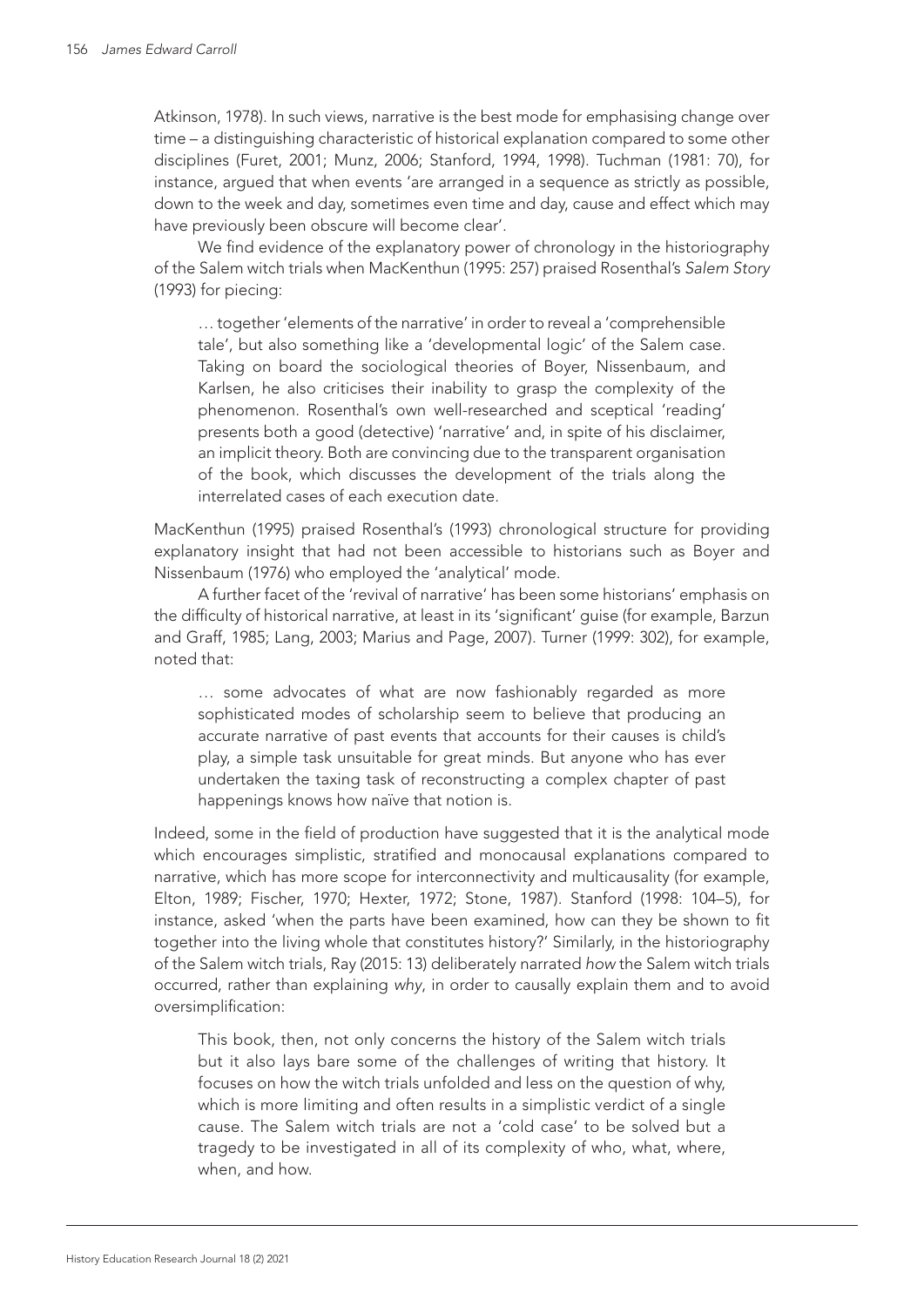Atkinson, 1978). In such views, narrative is the best mode for emphasising change over time – a distinguishing characteristic of historical explanation compared to some other disciplines (Furet, 2001; Munz, 2006; Stanford, 1994, 1998). Tuchman (1981: 70), for instance, argued that when events 'are arranged in a sequence as strictly as possible, down to the week and day, sometimes even time and day, cause and effect which may have previously been obscure will become clear'.

We find evidence of the explanatory power of chronology in the historiography of the Salem witch trials when MacKenthun (1995: 257) praised Rosenthal's *Salem Story* (1993) for piecing:

> … together 'elements of the narrative' in order to reveal a 'comprehensible tale', but also something like a 'developmental logic' of the Salem case. Taking on board the sociological theories of Boyer, Nissenbaum, and Karlsen, he also criticises their inability to grasp the complexity of the phenomenon. Rosenthal's own well-researched and sceptical 'reading' presents both a good (detective) 'narrative' and, in spite of his disclaimer, an implicit theory. Both are convincing due to the transparent organisation of the book, which discusses the development of the trials along the interrelated cases of each execution date.

MacKenthun (1995) praised Rosenthal's (1993) chronological structure for providing explanatory insight that had not been accessible to historians such as Boyer and Nissenbaum (1976) who employed the 'analytical' mode.

A further facet of the 'revival of narrative' has been some historians' emphasis on the difficulty of historical narrative, at least in its 'significant' guise (for example, Barzun and Graff, 1985; Lang, 2003; Marius and Page, 2007). Turner (1999: 302), for example, noted that:

> … some advocates of what are now fashionably regarded as more sophisticated modes of scholarship seem to believe that producing an accurate narrative of past events that accounts for their causes is child's play, a simple task unsuitable for great minds. But anyone who has ever undertaken the taxing task of reconstructing a complex chapter of past happenings knows how naïve that notion is.

Indeed, some in the field of production have suggested that it is the analytical mode which encourages simplistic, stratified and monocausal explanations compared to narrative, which has more scope for interconnectivity and multicausality (for example, Elton, 1989; Fischer, 1970; Hexter, 1972; Stone, 1987). Stanford (1998: 104–5), for instance, asked 'when the parts have been examined, how can they be shown to fit together into the living whole that constitutes history?' Similarly, in the historiography of the Salem witch trials, Ray (2015: 13) deliberately narrated *how* the Salem witch trials occurred, rather than explaining *why*, in order to causally explain them and to avoid oversimplification:

> This book, then, not only concerns the history of the Salem witch trials but it also lays bare some of the challenges of writing that history. It focuses on how the witch trials unfolded and less on the question of why, which is more limiting and often results in a simplistic verdict of a single cause. The Salem witch trials are not a 'cold case' to be solved but a tragedy to be investigated in all of its complexity of who, what, where, when, and how.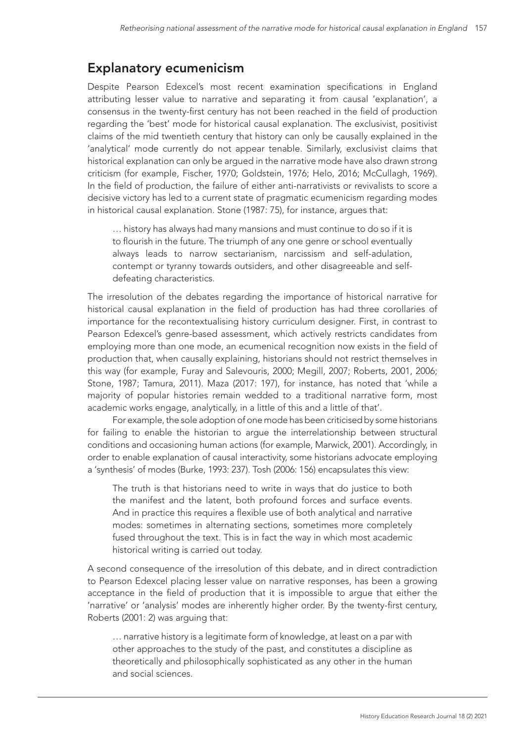## Explanatory ecumenicism

Despite Pearson Edexcel's most recent examination specifications in England attributing lesser value to narrative and separating it from causal 'explanation', a consensus in the twenty-first century has not been reached in the field of production regarding the 'best' mode for historical causal explanation. The exclusivist, positivist claims of the mid twentieth century that history can only be causally explained in the 'analytical' mode currently do not appear tenable. Similarly, exclusivist claims that historical explanation can only be argued in the narrative mode have also drawn strong criticism (for example, Fischer, 1970; Goldstein, 1976; Helo, 2016; McCullagh, 1969). In the field of production, the failure of either anti-narrativists or revivalists to score a decisive victory has led to a current state of pragmatic ecumenicism regarding modes in historical causal explanation. Stone (1987: 75), for instance, argues that:

> … history has always had many mansions and must continue to do so if it is to flourish in the future. The triumph of any one genre or school eventually always leads to narrow sectarianism, narcissism and self-adulation, contempt or tyranny towards outsiders, and other disagreeable and self-defeating characteristics.

The irresolution of the debates regarding the importance of historical narrative for historical causal explanation in the field of production has had three corollaries of importance for the recontextualising history curriculum designer. First, in contrast to Pearson Edexcel's genre-based assessment, which actively restricts candidates from employing more than one mode, an ecumenical recognition now exists in the field of production that, when causally explaining, historians should not restrict themselves in this way (for example, Furay and Salevouris, 2000; Megill, 2007; Roberts, 2001, 2006; Stone, 1987; Tamura, 2011). Maza (2017: 197), for instance, has noted that 'while a majority of popular histories remain wedded to a traditional narrative form, most academic works engage, analytically, in a little of this and a little of that'.

For example, the sole adoption of one mode has been criticised by some historians for failing to enable the historian to argue the interrelationship between structural conditions and occasioning human actions (for example, Marwick, 2001). Accordingly, in order to enable explanation of causal interactivity, some historians advocate employing a 'synthesis' of modes (Burke, 1993: 237). Tosh (2006: 156) encapsulates this view:

> The truth is that historians need to write in ways that do justice to both the manifest and the latent, both profound forces and surface events. And in practice this requires a flexible use of both analytical and narrative modes: sometimes in alternating sections, sometimes more completely fused throughout the text. This is in fact the way in which most academic historical writing is carried out today.

A second consequence of the irresolution of this debate, and in direct contradiction to Pearson Edexcel placing lesser value on narrative responses, has been a growing acceptance in the field of production that it is impossible to argue that either the 'narrative' or 'analysis' modes are inherently higher order. By the twenty-first century, Roberts (2001: 2) was arguing that:

> … narrative history is a legitimate form of knowledge, at least on a par with other approaches to the study of the past, and constitutes a discipline as theoretically and philosophically sophisticated as any other in the human and social sciences.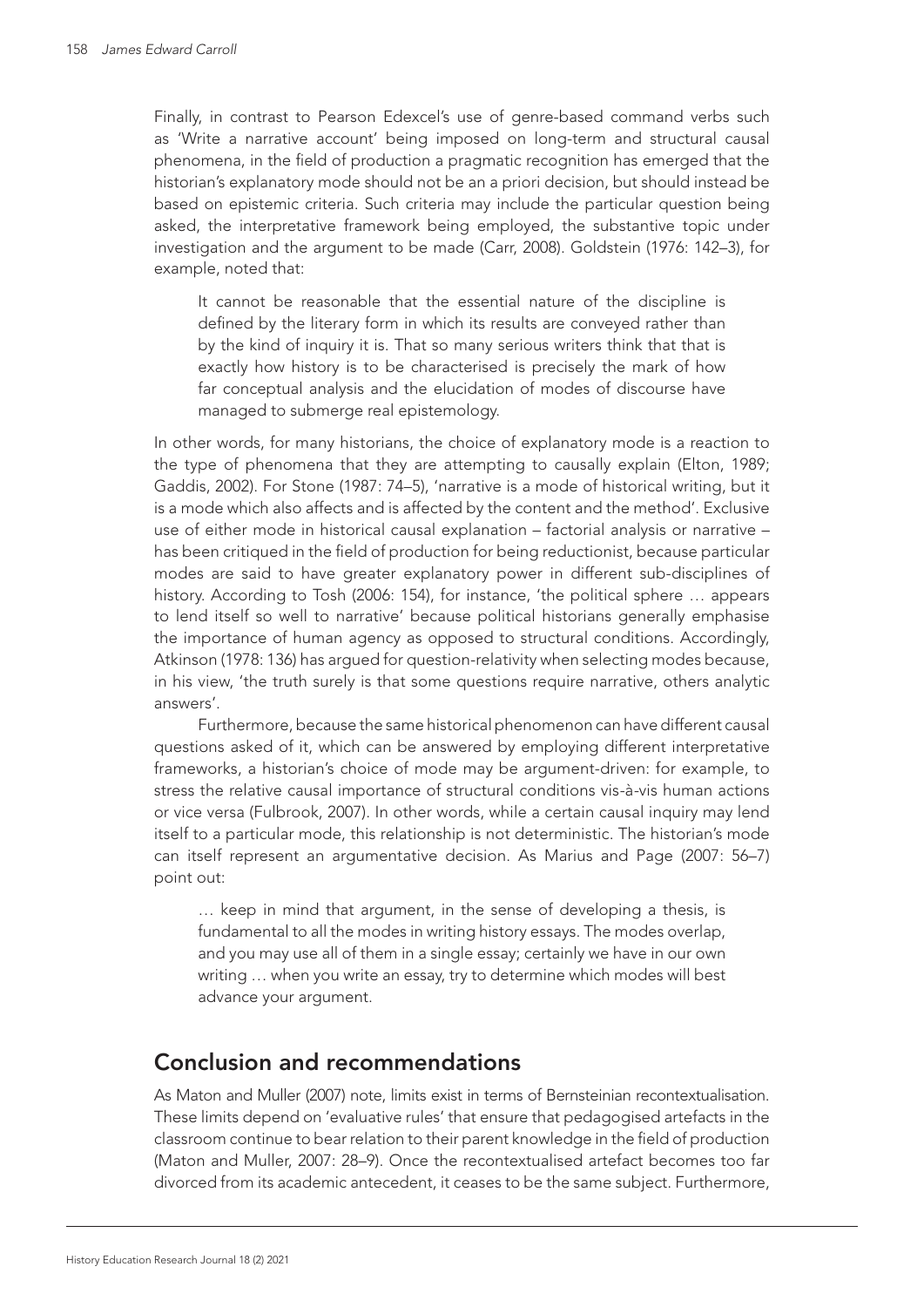Finally, in contrast to Pearson Edexcel's use of genre-based command verbs such as 'Write a narrative account' being imposed on long-term and structural causal phenomena, in the field of production a pragmatic recognition has emerged that the historian's explanatory mode should not be an a priori decision, but should instead be based on epistemic criteria. Such criteria may include the particular question being asked, the interpretative framework being employed, the substantive topic under investigation and the argument to be made (Carr, 2008). Goldstein (1976: 142–3), for example, noted that:

> It cannot be reasonable that the essential nature of the discipline is defined by the literary form in which its results are conveyed rather than by the kind of inquiry it is. That so many serious writers think that that is exactly how history is to be characterised is precisely the mark of how far conceptual analysis and the elucidation of modes of discourse have managed to submerge real epistemology.

In other words, for many historians, the choice of explanatory mode is a reaction to the type of phenomena that they are attempting to causally explain (Elton, 1989; Gaddis, 2002). For Stone (1987: 74–5), 'narrative is a mode of historical writing, but it is a mode which also affects and is affected by the content and the method'. Exclusive use of either mode in historical causal explanation – factorial analysis or narrative – has been critiqued in the field of production for being reductionist, because particular modes are said to have greater explanatory power in different sub-disciplines of history. According to Tosh (2006: 154), for instance, 'the political sphere … appears to lend itself so well to narrative' because political historians generally emphasise the importance of human agency as opposed to structural conditions. Accordingly, Atkinson (1978: 136) has argued for question-relativity when selecting modes because, in his view, 'the truth surely is that some questions require narrative, others analytic answers'.

Furthermore, because the same historical phenomenon can have different causal questions asked of it, which can be answered by employing different interpretative frameworks, a historian's choice of mode may be argument-driven: for example, to stress the relative causal importance of structural conditions vis-à-vis human actions or vice versa (Fulbrook, 2007). In other words, while a certain causal inquiry may lend itself to a particular mode, this relationship is not deterministic. The historian's mode can itself represent an argumentative decision. As Marius and Page (2007: 56–7) point out:

> … keep in mind that argument, in the sense of developing a thesis, is fundamental to all the modes in writing history essays. The modes overlap, and you may use all of them in a single essay; certainly we have in our own writing … when you write an essay, try to determine which modes will best advance your argument.

## Conclusion and recommendations

As Maton and Muller (2007) note, limits exist in terms of Bernsteinian recontextualisation. These limits depend on 'evaluative rules' that ensure that pedagogised artefacts in the classroom continue to bear relation to their parent knowledge in the field of production (Maton and Muller, 2007: 28–9). Once the recontextualised artefact becomes too far divorced from its academic antecedent, it ceases to be the same subject. Furthermore,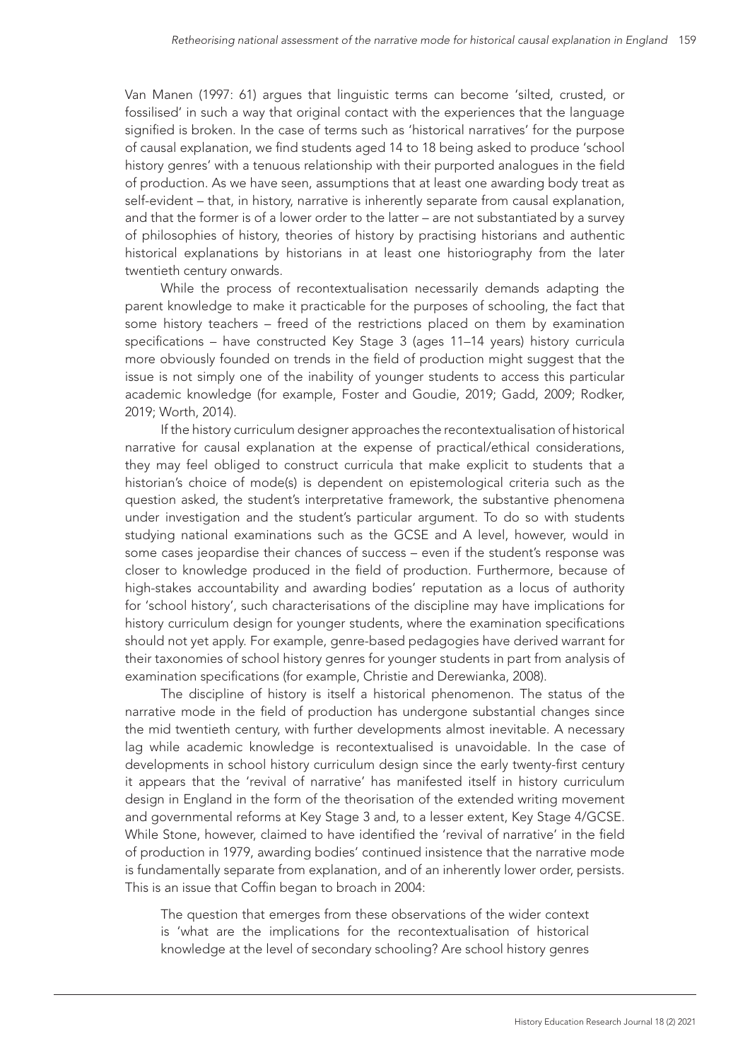Van Manen (1997: 61) argues that linguistic terms can become 'silted, crusted, or fossilised' in such a way that original contact with the experiences that the language signified is broken. In the case of terms such as 'historical narratives' for the purpose of causal explanation, we find students aged 14 to 18 being asked to produce 'school history genres' with a tenuous relationship with their purported analogues in the field of production. As we have seen, assumptions that at least one awarding body treat as self-evident – that, in history, narrative is inherently separate from causal explanation, and that the former is of a lower order to the latter – are not substantiated by a survey of philosophies of history, theories of history by practising historians and authentic historical explanations by historians in at least one historiography from the later twentieth century onwards.

While the process of recontextualisation necessarily demands adapting the parent knowledge to make it practicable for the purposes of schooling, the fact that some history teachers – freed of the restrictions placed on them by examination specifications – have constructed Key Stage 3 (ages 11–14 years) history curricula more obviously founded on trends in the field of production might suggest that the issue is not simply one of the inability of younger students to access this particular academic knowledge (for example, Foster and Goudie, 2019; Gadd, 2009; Rodker, 2019; Worth, 2014).

If the history curriculum designer approaches the recontextualisation of historical narrative for causal explanation at the expense of practical/ethical considerations, they may feel obliged to construct curricula that make explicit to students that a historian's choice of mode(s) is dependent on epistemological criteria such as the question asked, the student's interpretative framework, the substantive phenomena under investigation and the student's particular argument. To do so with students studying national examinations such as the GCSE and A level, however, would in some cases jeopardise their chances of success – even if the student's response was closer to knowledge produced in the field of production. Furthermore, because of high-stakes accountability and awarding bodies' reputation as a locus of authority for 'school history', such characterisations of the discipline may have implications for history curriculum design for younger students, where the examination specifications should not yet apply. For example, genre-based pedagogies have derived warrant for their taxonomies of school history genres for younger students in part from analysis of examination specifications (for example, Christie and Derewianka, 2008).

The discipline of history is itself a historical phenomenon. The status of the narrative mode in the field of production has undergone substantial changes since the mid twentieth century, with further developments almost inevitable. A necessary lag while academic knowledge is recontextualised is unavoidable. In the case of developments in school history curriculum design since the early twenty-first century it appears that the 'revival of narrative' has manifested itself in history curriculum design in England in the form of the theorisation of the extended writing movement and governmental reforms at Key Stage 3 and, to a lesser extent, Key Stage 4/GCSE. While Stone, however, claimed to have identified the 'revival of narrative' in the field of production in 1979, awarding bodies' continued insistence that the narrative mode is fundamentally separate from explanation, and of an inherently lower order, persists. This is an issue that Coffin began to broach in 2004:

> The question that emerges from these observations of the wider context is 'what are the implications for the recontextualisation of historical knowledge at the level of secondary schooling? Are school history genres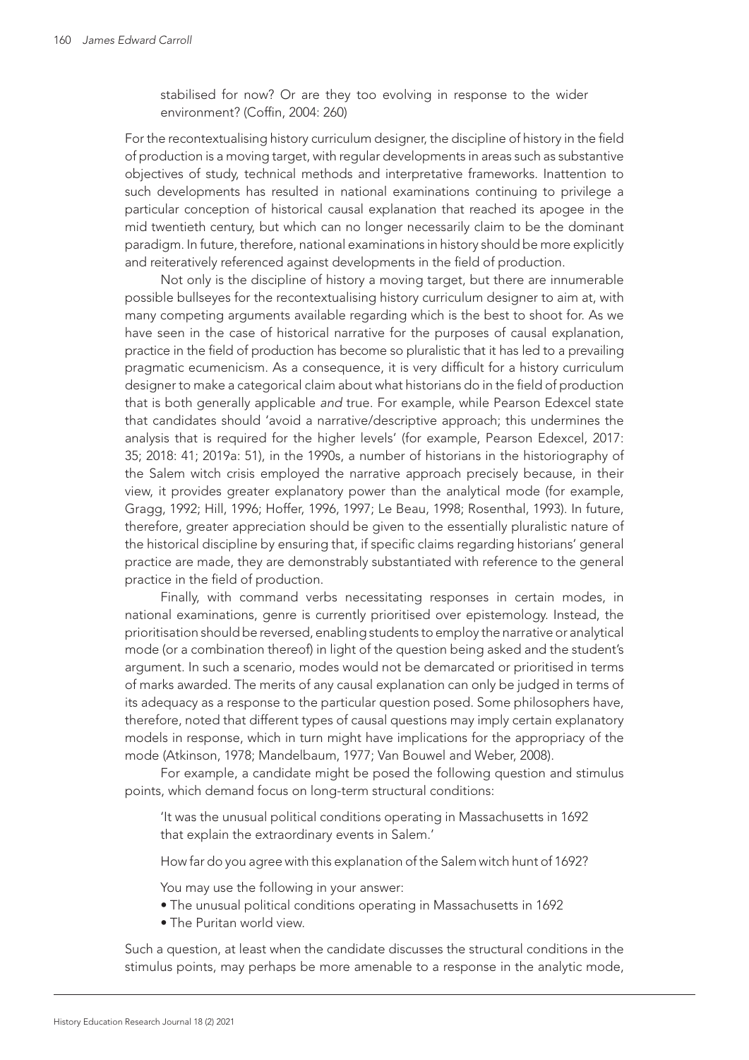> stabilised for now? Or are they too evolving in response to the wider environment? (Coffin, 2004: 260)

For the recontextualising history curriculum designer, the discipline of history in the field of production is a moving target, with regular developments in areas such as substantive objectives of study, technical methods and interpretative frameworks. Inattention to such developments has resulted in national examinations continuing to privilege a particular conception of historical causal explanation that reached its apogee in the mid twentieth century, but which can no longer necessarily claim to be the dominant paradigm. In future, therefore, national examinations in history should be more explicitly and reiteratively referenced against developments in the field of production.

Not only is the discipline of history a moving target, but there are innumerable possible bullseyes for the recontextualising history curriculum designer to aim at, with many competing arguments available regarding which is the best to shoot for. As we have seen in the case of historical narrative for the purposes of causal explanation, practice in the field of production has become so pluralistic that it has led to a prevailing pragmatic ecumenicism. As a consequence, it is very difficult for a history curriculum designer to make a categorical claim about what historians do in the field of production that is both generally applicable *and* true. For example, while Pearson Edexcel state that candidates should 'avoid a narrative/descriptive approach; this undermines the analysis that is required for the higher levels' (for example, Pearson Edexcel, 2017: 35; 2018: 41; 2019a: 51), in the 1990s, a number of historians in the historiography of the Salem witch crisis employed the narrative approach precisely because, in their view, it provides greater explanatory power than the analytical mode (for example, Gragg, 1992; Hill, 1996; Hoffer, 1996, 1997; Le Beau, 1998; Rosenthal, 1993). In future, therefore, greater appreciation should be given to the essentially pluralistic nature of the historical discipline by ensuring that, if specific claims regarding historians' general practice are made, they are demonstrably substantiated with reference to the general practice in the field of production.

Finally, with command verbs necessitating responses in certain modes, in national examinations, genre is currently prioritised over epistemology. Instead, the prioritisation should be reversed, enabling students to employ the narrative or analytical mode (or a combination thereof) in light of the question being asked and the student's argument. In such a scenario, modes would not be demarcated or prioritised in terms of marks awarded. The merits of any causal explanation can only be judged in terms of its adequacy as a response to the particular question posed. Some philosophers have, therefore, noted that different types of causal questions may imply certain explanatory models in response, which in turn might have implications for the appropriacy of the mode (Atkinson, 1978; Mandelbaum, 1977; Van Bouwel and Weber, 2008).

For example, a candidate might be posed the following question and stimulus points, which demand focus on long-term structural conditions:

> 'It was the unusual political conditions operating in Massachusetts in 1692 that explain the extraordinary events in Salem.'
>
> How far do you agree with this explanation of the Salem witch hunt of 1692?
>
> You may use the following in your answer:
>
> - The unusual political conditions operating in Massachusetts in 1692
> - The Puritan world view.

Such a question, at least when the candidate discusses the structural conditions in the stimulus points, may perhaps be more amenable to a response in the analytic mode,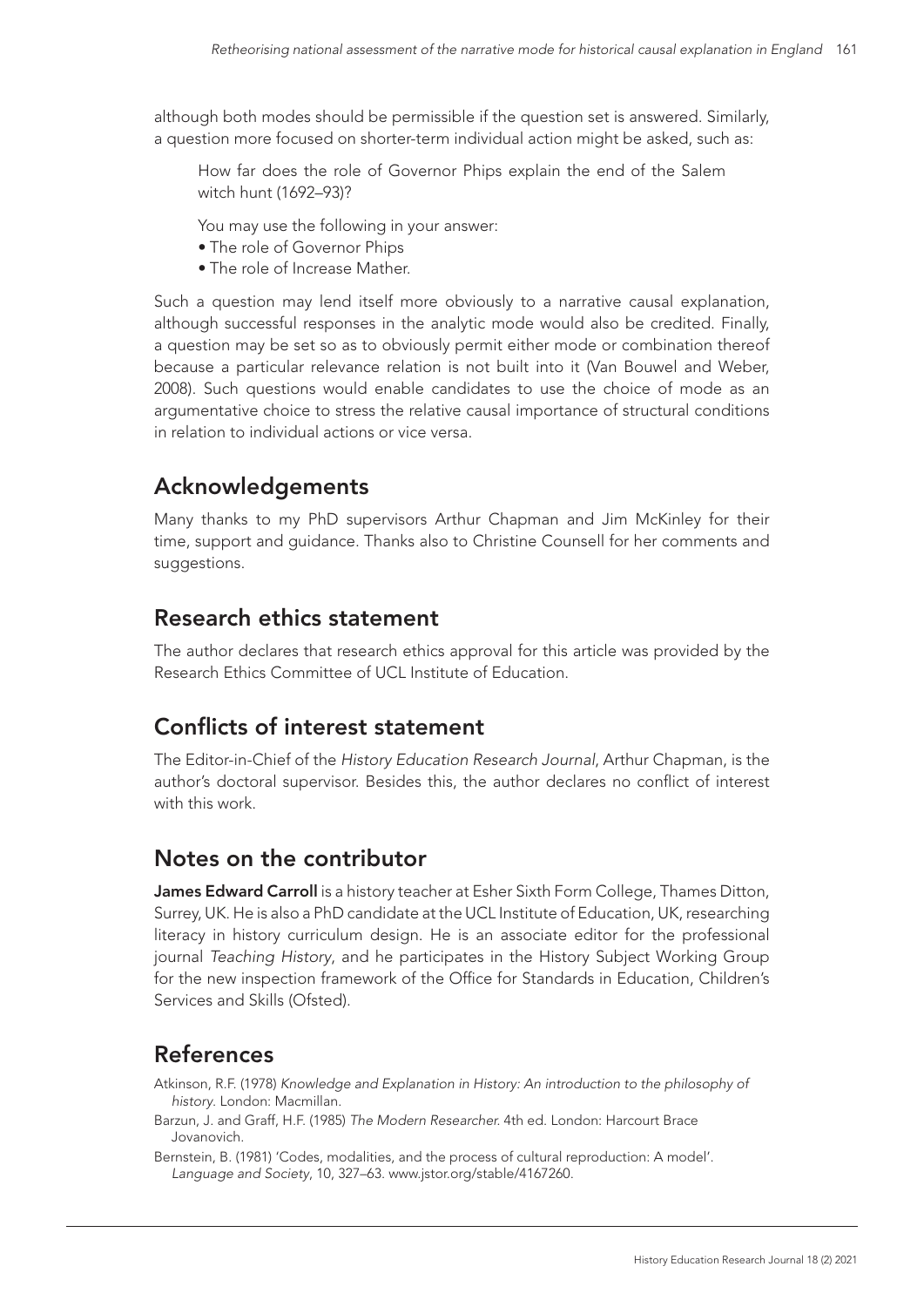although both modes should be permissible if the question set is answered. Similarly, a question more focused on shorter-term individual action might be asked, such as:

> How far does the role of Governor Phips explain the end of the Salem witch hunt (1692–93)?
>
> You may use the following in your answer:
>
> - The role of Governor Phips
> - The role of Increase Mather.

Such a question may lend itself more obviously to a narrative causal explanation, although successful responses in the analytic mode would also be credited. Finally, a question may be set so as to obviously permit either mode or combination thereof because a particular relevance relation is not built into it (Van Bouwel and Weber, 2008). Such questions would enable candidates to use the choice of mode as an argumentative choice to stress the relative causal importance of structural conditions in relation to individual actions or vice versa.

## Acknowledgements

Many thanks to my PhD supervisors Arthur Chapman and Jim McKinley for their time, support and guidance. Thanks also to Christine Counsell for her comments and suggestions.

## Research ethics statement

The author declares that research ethics approval for this article was provided by the Research Ethics Committee of UCL Institute of Education.

## Conflicts of interest statement

The Editor-in-Chief of the *History Education Research Journal*, Arthur Chapman, is the author's doctoral supervisor. Besides this, the author declares no conflict of interest with this work.

## Notes on the contributor

**James Edward Carroll** is a history teacher at Esher Sixth Form College, Thames Ditton, Surrey, UK. He is also a PhD candidate at the UCL Institute of Education, UK, researching literacy in history curriculum design. He is an associate editor for the professional journal *Teaching History*, and he participates in the History Subject Working Group for the new inspection framework of the Office for Standards in Education, Children's Services and Skills (Ofsted).

## References

Atkinson, R.F. (1978) *Knowledge and Explanation in History: An introduction to the philosophy of history*. London: Macmillan.

Barzun, J. and Graff, H.F. (1985) *The Modern Researcher*. 4th ed. London: Harcourt Brace Jovanovich.

Bernstein, B. (1981) 'Codes, modalities, and the process of cultural reproduction: A model'. *Language and Society*, 10, 327–63. www.jstor.org/stable/4167260.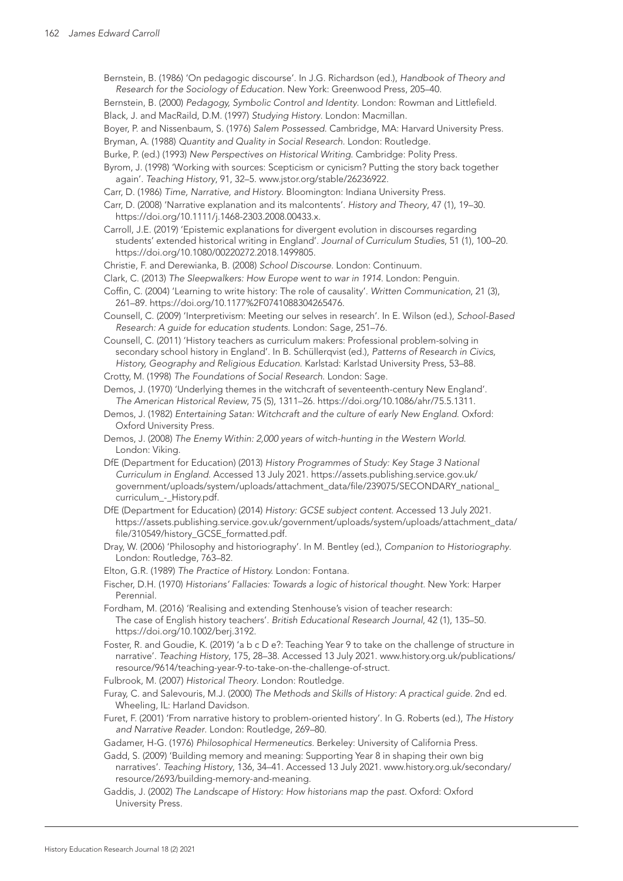Bernstein, B. (1986) 'On pedagogic discourse'. In J.G. Richardson (ed.), *Handbook of Theory and Research for the Sociology of Education*. New York: Greenwood Press, 205–40.

Bernstein, B. (2000) *Pedagogy, Symbolic Control and Identity*. London: Rowman and Littlefield.

Black, J. and MacRaild, D.M. (1997) *Studying History*. London: Macmillan.

Boyer, P. and Nissenbaum, S. (1976) *Salem Possessed*. Cambridge, MA: Harvard University Press.

Bryman, A. (1988) *Quantity and Quality in Social Research*. London: Routledge.

Burke, P. (ed.) (1993) *New Perspectives on Historical Writing*. Cambridge: Polity Press.

Byrom, J. (1998) 'Working with sources: Scepticism or cynicism? Putting the story back together again'. *Teaching History*, 91, 32–5. www.jstor.org/stable/26236922.

Carr, D. (1986) *Time, Narrative, and History*. Bloomington: Indiana University Press.

Carr, D. (2008) 'Narrative explanation and its malcontents'. *History and Theory*, 47 (1), 19–30. https://doi.org/10.1111/j.1468-2303.2008.00433.x.

Carroll, J.E. (2019) 'Epistemic explanations for divergent evolution in discourses regarding students' extended historical writing in England'. *Journal of Curriculum Studies*, 51 (1), 100–20. https://doi.org/10.1080/00220272.2018.1499805.

Christie, F. and Derewianka, B. (2008) *School Discourse*. London: Continuum.

Clark, C. (2013) *The Sleepwalkers: How Europe went to war in 1914*. London: Penguin.

Coffin, C. (2004) 'Learning to write history: The role of causality'. *Written Communication*, 21 (3), 261–89. https://doi.org/10.1177%2F0741088304265476.

Counsell, C. (2009) 'Interpretivism: Meeting our selves in research'. In E. Wilson (ed.), *School-Based Research: A guide for education students*. London: Sage, 251–76.

Counsell, C. (2011) 'History teachers as curriculum makers: Professional problem-solving in secondary school history in England'. In B. Schüllerqvist (ed.), *Patterns of Research in Civics, History, Geography and Religious Education*. Karlstad: Karlstad University Press, 53–88.

Crotty, M. (1998) *The Foundations of Social Research*. London: Sage.

Demos, J. (1970) 'Underlying themes in the witchcraft of seventeenth-century New England'. *The American Historical Review*, 75 (5), 1311–26. https://doi.org/10.1086/ahr/75.5.1311.

Demos, J. (1982) *Entertaining Satan: Witchcraft and the culture of early New England*. Oxford: Oxford University Press.

Demos, J. (2008) *The Enemy Within: 2,000 years of witch-hunting in the Western World*. London: Viking.

DfE (Department for Education) (2013) *History Programmes of Study: Key Stage 3 National Curriculum in England*. Accessed 13 July 2021. https://assets.publishing.service.gov.uk/government/uploads/system/uploads/attachment_data/file/239075/SECONDARY_national_curriculum_-_History.pdf.

DfE (Department for Education) (2014) *History: GCSE subject content*. Accessed 13 July 2021. https://assets.publishing.service.gov.uk/government/uploads/system/uploads/attachment_data/file/310549/history_GCSE_formatted.pdf.

Dray, W. (2006) 'Philosophy and historiography'. In M. Bentley (ed.), *Companion to Historiography*. London: Routledge, 763–82.

Elton, G.R. (1989) *The Practice of History*. London: Fontana.

Fischer, D.H. (1970) *Historians' Fallacies: Towards a logic of historical thought*. New York: Harper Perennial.

Fordham, M. (2016) 'Realising and extending Stenhouse's vision of teacher research: The case of English history teachers'. *British Educational Research Journal*, 42 (1), 135–50. https://doi.org/10.1002/berj.3192.

Foster, R. and Goudie, K. (2019) 'a b c D e?: Teaching Year 9 to take on the challenge of structure in narrative'. *Teaching History*, 175, 28–38. Accessed 13 July 2021. www.history.org.uk/publications/resource/9614/teaching-year-9-to-take-on-the-challenge-of-struct.

Fulbrook, M. (2007) *Historical Theory*. London: Routledge.

Furay, C. and Salevouris, M.J. (2000) *The Methods and Skills of History: A practical guide*. 2nd ed. Wheeling, IL: Harland Davidson.

Furet, F. (2001) 'From narrative history to problem-oriented history'. In G. Roberts (ed.), *The History and Narrative Reader*. London: Routledge, 269–80.

Gadamer, H-G. (1976) *Philosophical Hermeneutics*. Berkeley: University of California Press.

Gadd, S. (2009) 'Building memory and meaning: Supporting Year 8 in shaping their own big narratives'. *Teaching History*, 136, 34–41. Accessed 13 July 2021. www.history.org.uk/secondary/resource/2693/building-memory-and-meaning.

Gaddis, J. (2002) *The Landscape of History: How historians map the past*. Oxford: Oxford University Press.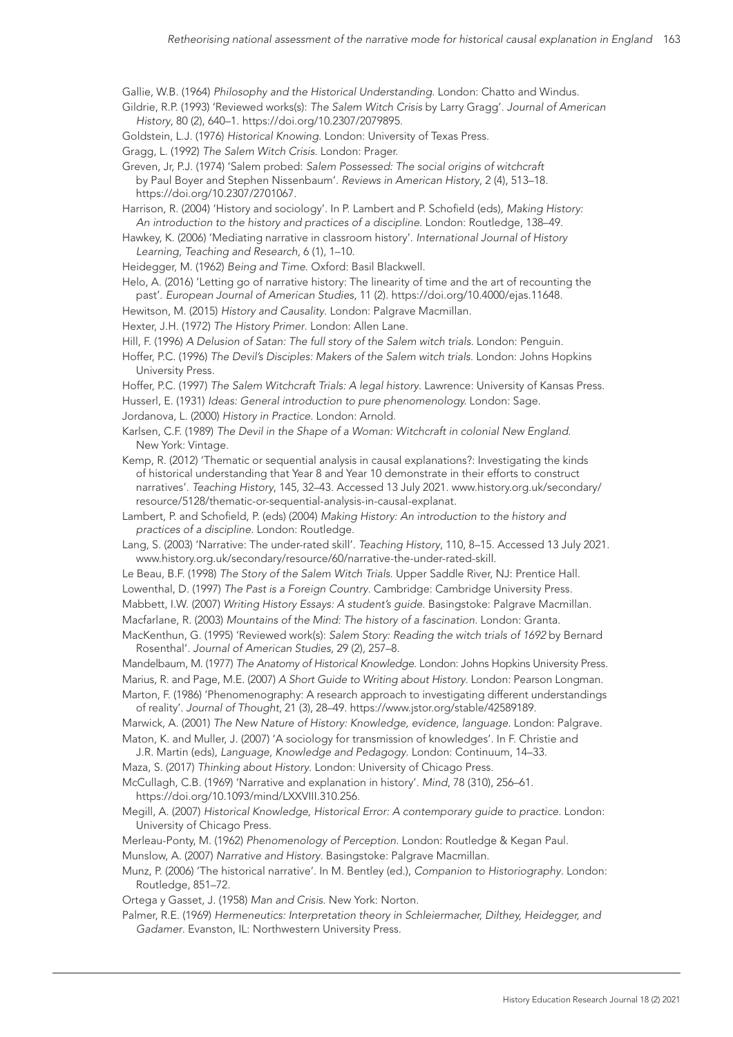Gallie, W.B. (1964) *Philosophy and the Historical Understanding*. London: Chatto and Windus.

Gildrie, R.P. (1993) 'Reviewed works(s): *The Salem Witch Crisis* by Larry Gragg'. *Journal of American History*, 80 (2), 640–1. https://doi.org/10.2307/2079895.

Goldstein, L.J. (1976) *Historical Knowing*. London: University of Texas Press.

Gragg, L. (1992) *The Salem Witch Crisis*. London: Prager.

Greven, Jr, P.J. (1974) 'Salem probed: *Salem Possessed: The social origins of witchcraft* by Paul Boyer and Stephen Nissenbaum'. *Reviews in American History*, 2 (4), 513–18. https://doi.org/10.2307/2701067.

Harrison, R. (2004) 'History and sociology'. In P. Lambert and P. Schofield (eds), *Making History: An introduction to the history and practices of a discipline*. London: Routledge, 138–49.

Hawkey, K. (2006) 'Mediating narrative in classroom history'. *International Journal of History Learning, Teaching and Research*, 6 (1), 1–10.

Heidegger, M. (1962) *Being and Time*. Oxford: Basil Blackwell.

Helo, A. (2016) 'Letting go of narrative history: The linearity of time and the art of recounting the past'. *European Journal of American Studies*, 11 (2). https://doi.org/10.4000/ejas.11648.

Hewitson, M. (2015) *History and Causality*. London: Palgrave Macmillan.

Hexter, J.H. (1972) *The History Primer*. London: Allen Lane.

Hill, F. (1996) *A Delusion of Satan: The full story of the Salem witch trials*. London: Penguin.

Hoffer, P.C. (1996) *The Devil's Disciples: Makers of the Salem witch trials*. London: Johns Hopkins University Press.

Hoffer, P.C. (1997) *The Salem Witchcraft Trials: A legal history*. Lawrence: University of Kansas Press.

Husserl, E. (1931) *Ideas: General introduction to pure phenomenology*. London: Sage.

Jordanova, L. (2000) *History in Practice*. London: Arnold.

Karlsen, C.F. (1989) *The Devil in the Shape of a Woman: Witchcraft in colonial New England*. New York: Vintage.

Kemp, R. (2012) 'Thematic or sequential analysis in causal explanations?: Investigating the kinds of historical understanding that Year 8 and Year 10 demonstrate in their efforts to construct narratives'. *Teaching History*, 145, 32–43. Accessed 13 July 2021. www.history.org.uk/secondary/resource/5128/thematic-or-sequential-analysis-in-causal-explanat.

Lambert, P. and Schofield, P. (eds) (2004) *Making History: An introduction to the history and practices of a discipline*. London: Routledge.

Lang, S. (2003) 'Narrative: The under-rated skill'. *Teaching History*, 110, 8–15. Accessed 13 July 2021. www.history.org.uk/secondary/resource/60/narrative-the-under-rated-skill.

Le Beau, B.F. (1998) *The Story of the Salem Witch Trials*. Upper Saddle River, NJ: Prentice Hall.

Lowenthal, D. (1997) *The Past is a Foreign Country*. Cambridge: Cambridge University Press.

Mabbett, I.W. (2007) *Writing History Essays: A student's guide*. Basingstoke: Palgrave Macmillan.

Macfarlane, R. (2003) *Mountains of the Mind: The history of a fascination*. London: Granta.

MacKenthun, G. (1995) 'Reviewed work(s): *Salem Story: Reading the witch trials of 1692* by Bernard Rosenthal'. *Journal of American Studies*, 29 (2), 257–8.

Mandelbaum, M. (1977) *The Anatomy of Historical Knowledge*. London: Johns Hopkins University Press.

Marius, R. and Page, M.E. (2007) *A Short Guide to Writing about History*. London: Pearson Longman.

Marton, F. (1986) 'Phenomenography: A research approach to investigating different understandings of reality'. *Journal of Thought*, 21 (3), 28–49. https://www.jstor.org/stable/42589189.

Marwick, A. (2001) *The New Nature of History: Knowledge, evidence, language*. London: Palgrave.

Maton, K. and Muller, J. (2007) 'A sociology for transmission of knowledges'. In F. Christie and J.R. Martin (eds), *Language, Knowledge and Pedagogy*. London: Continuum, 14–33.

Maza, S. (2017) *Thinking about History*. London: University of Chicago Press.

McCullagh, C.B. (1969) 'Narrative and explanation in history'. *Mind*, 78 (310), 256–61. https://doi.org/10.1093/mind/LXXVIII.310.256.

Megill, A. (2007) *Historical Knowledge, Historical Error: A contemporary guide to practice*. London: University of Chicago Press.

Merleau-Ponty, M. (1962) *Phenomenology of Perception*. London: Routledge & Kegan Paul.

Munslow, A. (2007) *Narrative and History*. Basingstoke: Palgrave Macmillan.

Munz, P. (2006) 'The historical narrative'. In M. Bentley (ed.), *Companion to Historiography*. London: Routledge, 851–72.

Ortega y Gasset, J. (1958) *Man and Crisis*. New York: Norton.

Palmer, R.E. (1969) *Hermeneutics: Interpretation theory in Schleiermacher, Dilthey, Heidegger, and Gadamer*. Evanston, IL: Northwestern University Press.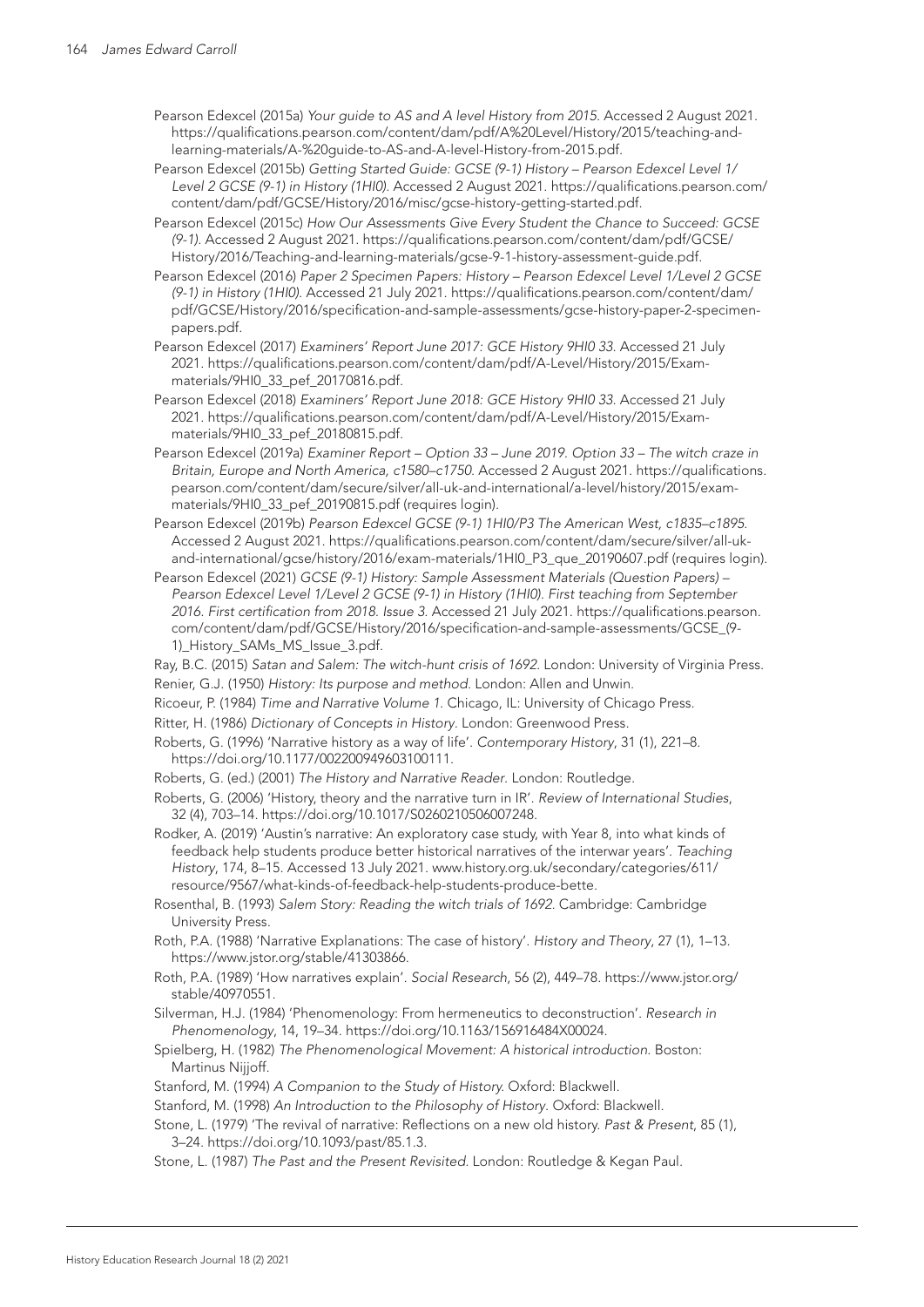Pearson Edexcel (2015a) *Your guide to AS and A level History from 2015*. Accessed 2 August 2021. https://qualifications.pearson.com/content/dam/pdf/A%20Level/History/2015/teaching-and-learning-materials/A-%20guide-to-AS-and-A-level-History-from-2015.pdf.

Pearson Edexcel (2015b) *Getting Started Guide: GCSE (9-1) History – Pearson Edexcel Level 1/ Level 2 GCSE (9-1) in History (1HI0)*. Accessed 2 August 2021. https://qualifications.pearson.com/content/dam/pdf/GCSE/History/2016/misc/gcse-history-getting-started.pdf.

Pearson Edexcel (2015c) *How Our Assessments Give Every Student the Chance to Succeed: GCSE (9-1)*. Accessed 2 August 2021. https://qualifications.pearson.com/content/dam/pdf/GCSE/History/2016/Teaching-and-learning-materials/gcse-9-1-history-assessment-guide.pdf.

Pearson Edexcel (2016) *Paper 2 Specimen Papers: History – Pearson Edexcel Level 1/Level 2 GCSE (9-1) in History (1HI0)*. Accessed 21 July 2021. https://qualifications.pearson.com/content/dam/pdf/GCSE/History/2016/specification-and-sample-assessments/gcse-history-paper-2-specimen-papers.pdf.

Pearson Edexcel (2017) *Examiners' Report June 2017: GCE History 9HI0 33*. Accessed 21 July 2021. https://qualifications.pearson.com/content/dam/pdf/A-Level/History/2015/Exam-materials/9HI0_33_pef_20170816.pdf.

Pearson Edexcel (2018) *Examiners' Report June 2018: GCE History 9HI0 33*. Accessed 21 July 2021. https://qualifications.pearson.com/content/dam/pdf/A-Level/History/2015/Exam-materials/9HI0_33_pef_20180815.pdf.

Pearson Edexcel (2019a) *Examiner Report – Option 33 – June 2019. Option 33 – The witch craze in Britain, Europe and North America, c1580–c1750*. Accessed 2 August 2021. https://qualifications.pearson.com/content/dam/secure/silver/all-uk-and-international/a-level/history/2015/exam-materials/9HI0_33_pef_20190815.pdf (requires login).

Pearson Edexcel (2019b) *Pearson Edexcel GCSE (9-1) 1HI0/P3 The American West, c1835–c1895*. Accessed 2 August 2021. https://qualifications.pearson.com/content/dam/secure/silver/all-uk-and-international/gcse/history/2016/exam-materials/1HI0_P3_que_20190607.pdf (requires login).

Pearson Edexcel (2021) *GCSE (9-1) History: Sample Assessment Materials (Question Papers) – Pearson Edexcel Level 1/Level 2 GCSE (9-1) in History (1HI0). First teaching from September 2016. First certification from 2018. Issue 3*. Accessed 21 July 2021. https://qualifications.pearson.com/content/dam/pdf/GCSE/History/2016/specification-and-sample-assessments/GCSE_(9-1)_History_SAMs_MS_Issue_3.pdf.

Ray, B.C. (2015) *Satan and Salem: The witch-hunt crisis of 1692*. London: University of Virginia Press.

Renier, G.J. (1950) *History: Its purpose and method*. London: Allen and Unwin.

Ricoeur, P. (1984) *Time and Narrative Volume 1*. Chicago, IL: University of Chicago Press.

Ritter, H. (1986) *Dictionary of Concepts in History*. London: Greenwood Press.

Roberts, G. (1996) 'Narrative history as a way of life'. *Contemporary History*, 31 (1), 221–8. https://doi.org/10.1177/002200949603100111.

Roberts, G. (ed.) (2001) *The History and Narrative Reader*. London: Routledge.

Roberts, G. (2006) 'History, theory and the narrative turn in IR'. *Review of International Studies*, 32 (4), 703–14. https://doi.org/10.1017/S0260210506007248.

Rodker, A. (2019) 'Austin's narrative: An exploratory case study, with Year 8, into what kinds of feedback help students produce better historical narratives of the interwar years'. *Teaching History*, 174, 8–15. Accessed 13 July 2021. www.history.org.uk/secondary/categories/611/resource/9567/what-kinds-of-feedback-help-students-produce-bette.

Rosenthal, B. (1993) *Salem Story: Reading the witch trials of 1692*. Cambridge: Cambridge University Press.

Roth, P.A. (1988) 'Narrative Explanations: The case of history'. *History and Theory*, 27 (1), 1–13. https://www.jstor.org/stable/41303866.

Roth, P.A. (1989) 'How narratives explain'. *Social Research*, 56 (2), 449–78. https://www.jstor.org/stable/40970551.

Silverman, H.J. (1984) 'Phenomenology: From hermeneutics to deconstruction'. *Research in Phenomenology*, 14, 19–34. https://doi.org/10.1163/156916484X00024.

Spielberg, H. (1982) *The Phenomenological Movement: A historical introduction*. Boston: Martinus Nijjoff.

Stanford, M. (1994) *A Companion to the Study of History*. Oxford: Blackwell.

Stanford, M. (1998) *An Introduction to the Philosophy of History*. Oxford: Blackwell.

Stone, L. (1979) 'The revival of narrative: Reflections on a new old history. *Past & Present*, 85 (1), 3–24. https://doi.org/10.1093/past/85.1.3.

Stone, L. (1987) *The Past and the Present Revisited*. London: Routledge & Kegan Paul.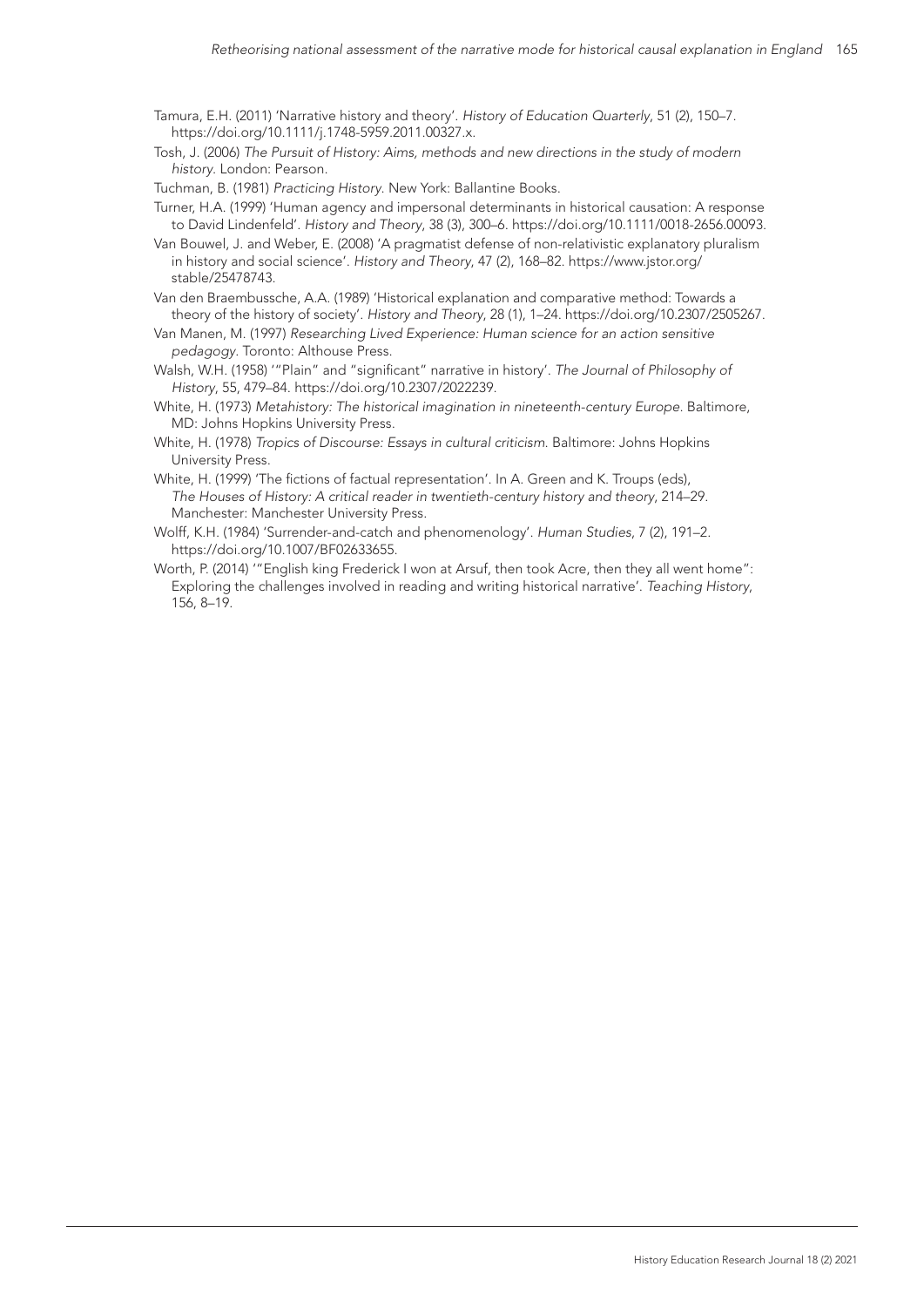Tamura, E.H. (2011) 'Narrative history and theory'. *History of Education Quarterly*, 51 (2), 150–7. https://doi.org/10.1111/j.1748-5959.2011.00327.x.

Tosh, J. (2006) *The Pursuit of History: Aims, methods and new directions in the study of modern history*. London: Pearson.

Tuchman, B. (1981) *Practicing History*. New York: Ballantine Books.

Turner, H.A. (1999) 'Human agency and impersonal determinants in historical causation: A response to David Lindenfeld'. *History and Theory*, 38 (3), 300–6. https://doi.org/10.1111/0018-2656.00093.

Van Bouwel, J. and Weber, E. (2008) 'A pragmatist defense of non-relativistic explanatory pluralism in history and social science'. *History and Theory*, 47 (2), 168–82. https://www.jstor.org/stable/25478743.

Van den Braembussche, A.A. (1989) 'Historical explanation and comparative method: Towards a theory of the history of society'. *History and Theory*, 28 (1), 1–24. https://doi.org/10.2307/2505267.

Van Manen, M. (1997) *Researching Lived Experience: Human science for an action sensitive pedagogy*. Toronto: Althouse Press.

Walsh, W.H. (1958) '"Plain" and "significant" narrative in history'. *The Journal of Philosophy of History*, 55, 479–84. https://doi.org/10.2307/2022239.

White, H. (1973) *Metahistory: The historical imagination in nineteenth-century Europe*. Baltimore, MD: Johns Hopkins University Press.

White, H. (1978) *Tropics of Discourse: Essays in cultural criticism*. Baltimore: Johns Hopkins University Press.

White, H. (1999) 'The fictions of factual representation'. In A. Green and K. Troups (eds), *The Houses of History: A critical reader in twentieth-century history and theory*, 214–29. Manchester: Manchester University Press.

Wolff, K.H. (1984) 'Surrender-and-catch and phenomenology'. *Human Studies*, 7 (2), 191–2. https://doi.org/10.1007/BF02633655.

Worth, P. (2014) '"English king Frederick I won at Arsuf, then took Acre, then they all went home": Exploring the challenges involved in reading and writing historical narrative'. *Teaching History*, 156, 8–19.